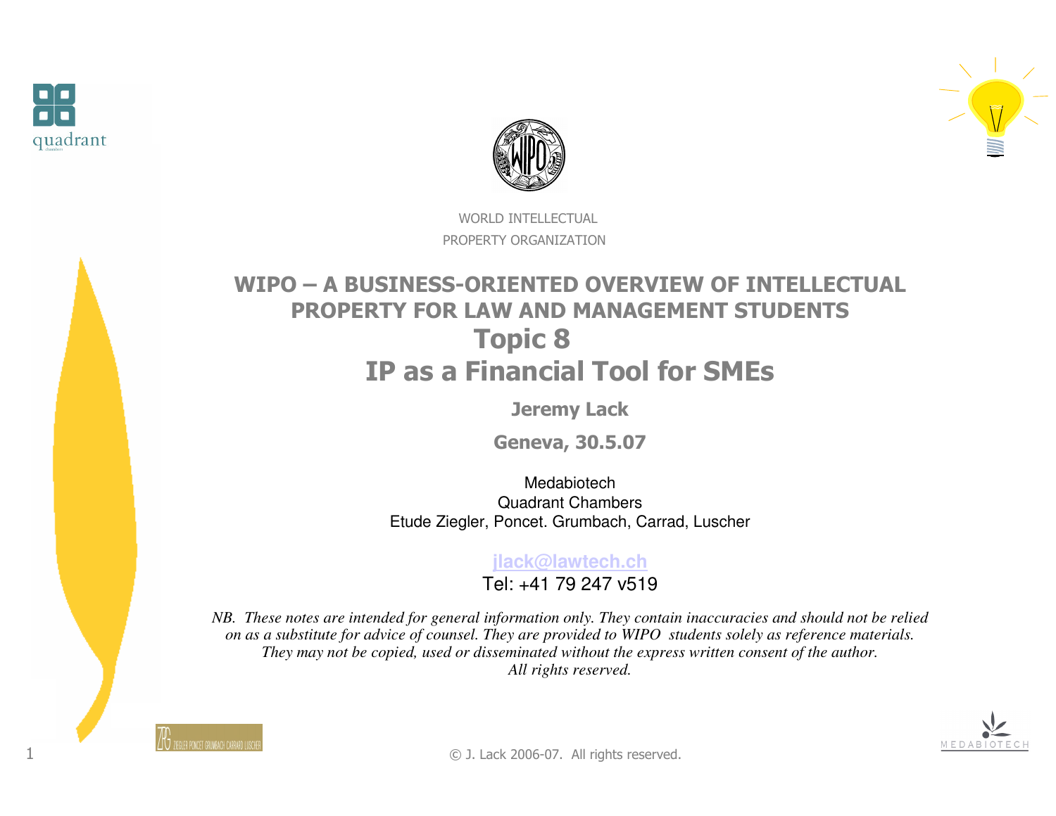WORLD INTELLECTUAL PROPERTY ORGANIZATION

# WIPO – A BUSINESS-ORIENTED OVERVIEW OF INTELLECTUAL PROPERTY FOR LAW AND MANAGEMENT STUDENTS

## Topic 8

## IP as a Financial Tool for SMEs

**Jeremy Lack**

**Geneva, 30.5.07**

Medabiotech
Quadrant Chambers
Etude Ziegler, Poncet. Grumbach, Carrad, Luscher

jlack@lawtech.ch
Tel: +41 79 247 v519

*NB. These notes are intended for general information only. They contain inaccuracies and should not be relied on as a substitute for advice of counsel. They are provided to WIPO students solely as reference materials. They may not be copied, used or disseminated without the express written consent of the author. All rights reserved.*

© J. Lack 2006-07. All rights reserved.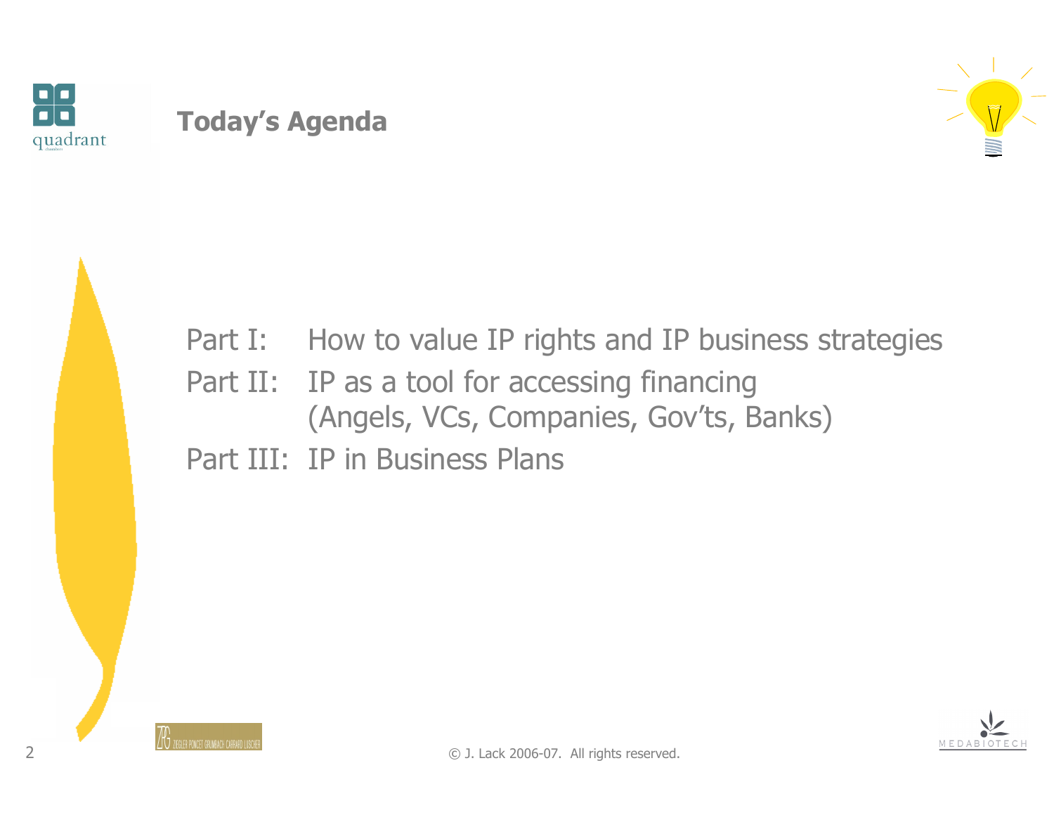# Today's Agenda

Part I: How to value IP rights and IP business strategies

Part II: IP as a tool for accessing financing (Angels, VCs, Companies, Gov'ts, Banks)

Part III: IP in Business Plans

© J. Lack 2006-07. All rights reserved.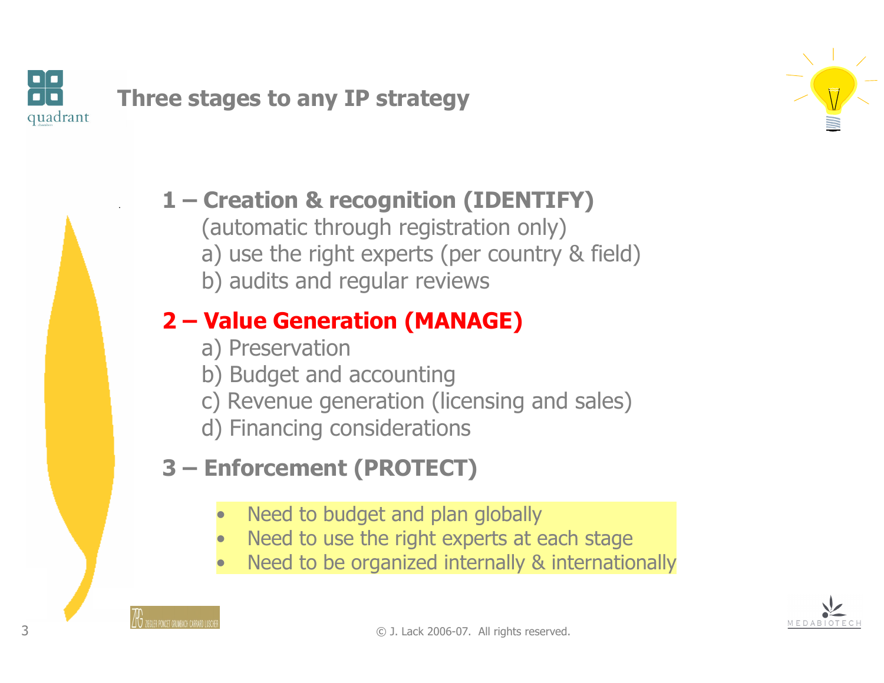# Three stages to any IP strategy

**1 – Creation & recognition (IDENTIFY)**

(automatic through registration only)

a) use the right experts (per country & field)

b) audits and regular reviews

**2 – Value Generation (MANAGE)**

a) Preservation

b) Budget and accounting

c) Revenue generation (licensing and sales)

d) Financing considerations

**3 – Enforcement (PROTECT)**

- Need to budget and plan globally
- Need to use the right experts at each stage
- Need to be organized internally & internationally

© J. Lack 2006-07. All rights reserved.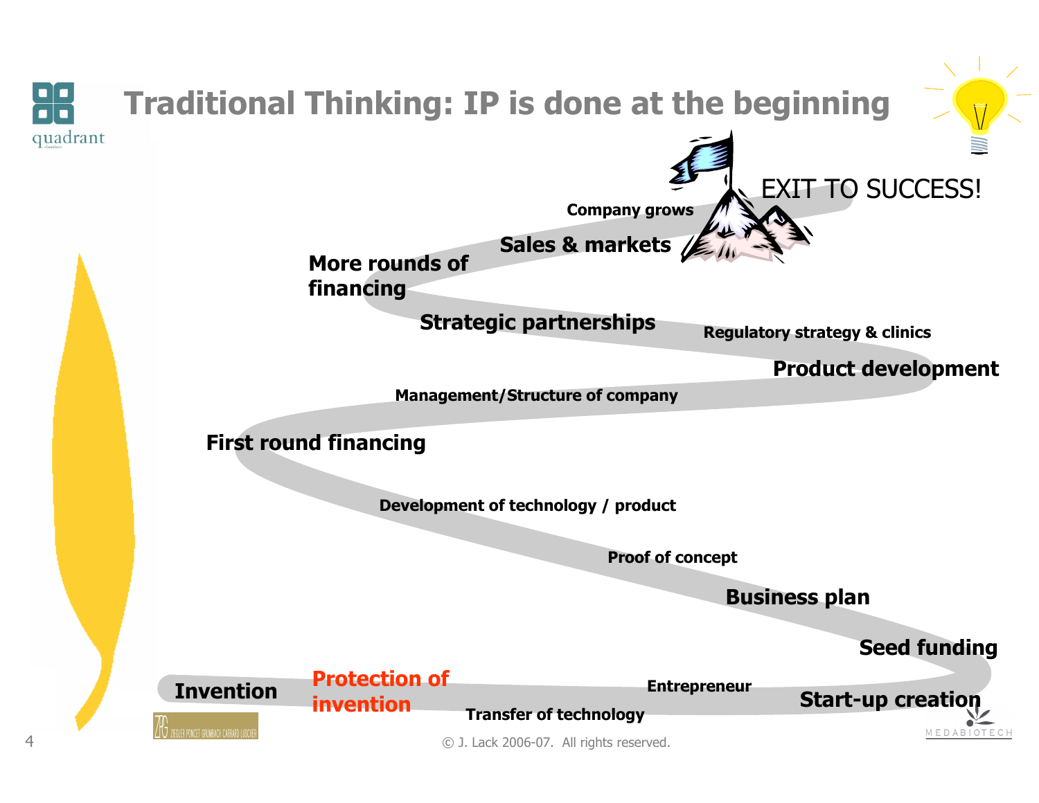# Traditional Thinking: IP is done at the beginning

- Invention
- Protection of invention
- Transfer of technology
- Entrepreneur
- Start-up creation
- Seed funding
- Business plan
- Proof of concept
- Development of technology / product
- First round financing
- Management/Structure of company
- Product development
- Regulatory strategy & clinics
- Strategic partnerships
- More rounds of financing
- Sales & markets
- Company grows
- EXIT TO SUCCESS!

© J. Lack 2006-07. All rights reserved.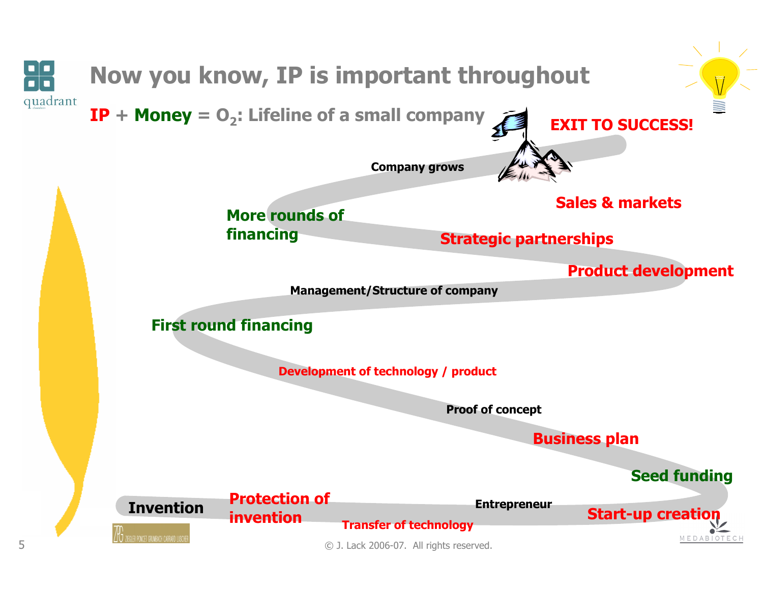# Now you know, IP is important throughout

**IP + Money = $O_2$: Lifeline of a small company**

**EXIT TO SUCCESS!**

Company grows

Sales & markets

More rounds of financing

Strategic partnerships

Product development

Management/Structure of company

First round financing

Development of technology / product

Proof of concept

Business plan

Seed funding

Invention

Protection of invention

Entrepreneur

Start-up creation

Transfer of technology

© J. Lack 2006-07. All rights reserved.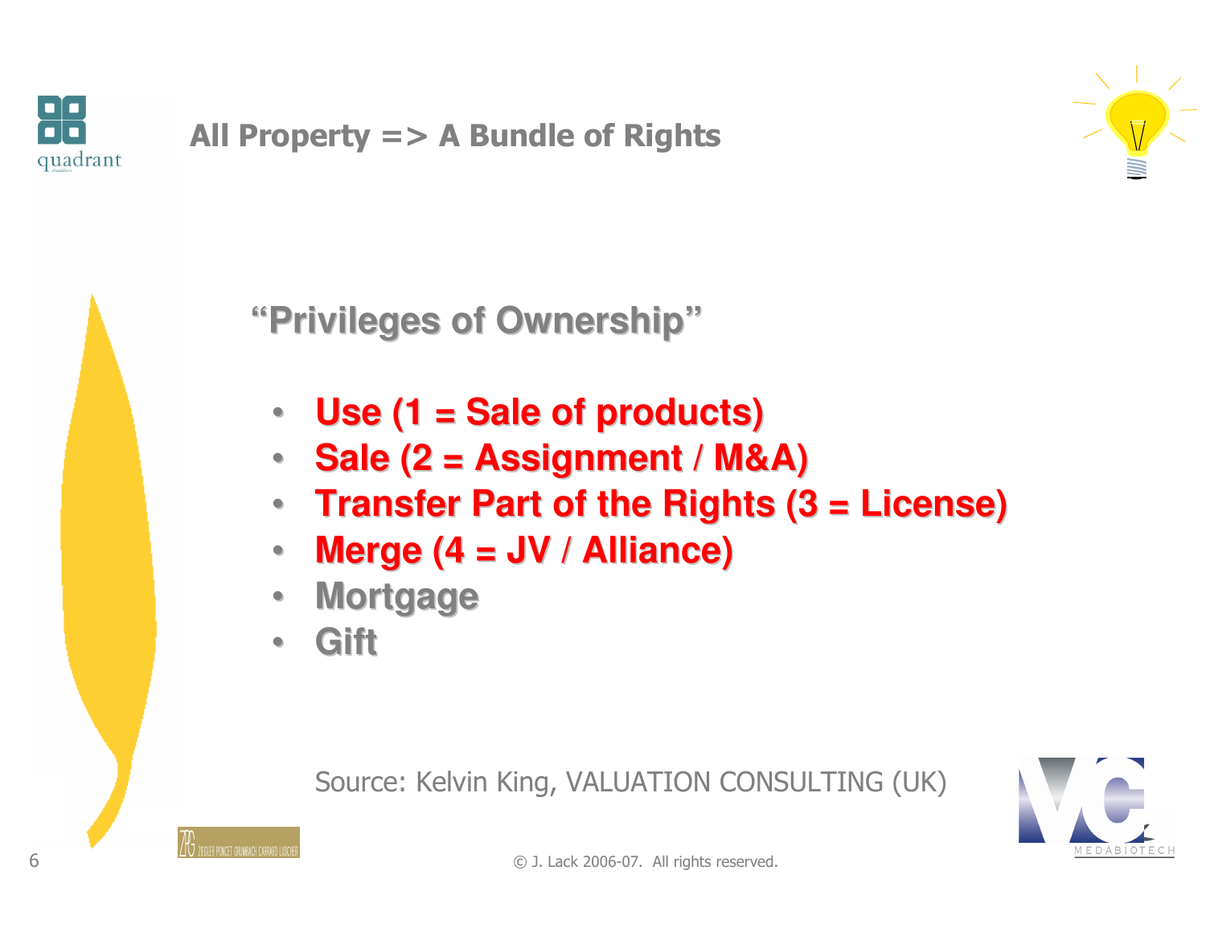# All Property => A Bundle of Rights

## "Privileges of Ownership"

- **Use (1 = Sale of products)**
- **Sale (2 = Assignment / M&A)**
- **Transfer Part of the Rights (3 = License)**
- **Merge (4 = JV / Alliance)**
- **Mortgage**
- **Gift**

Source: Kelvin King, VALUATION CONSULTING (UK)

© J. Lack 2006-07. All rights reserved.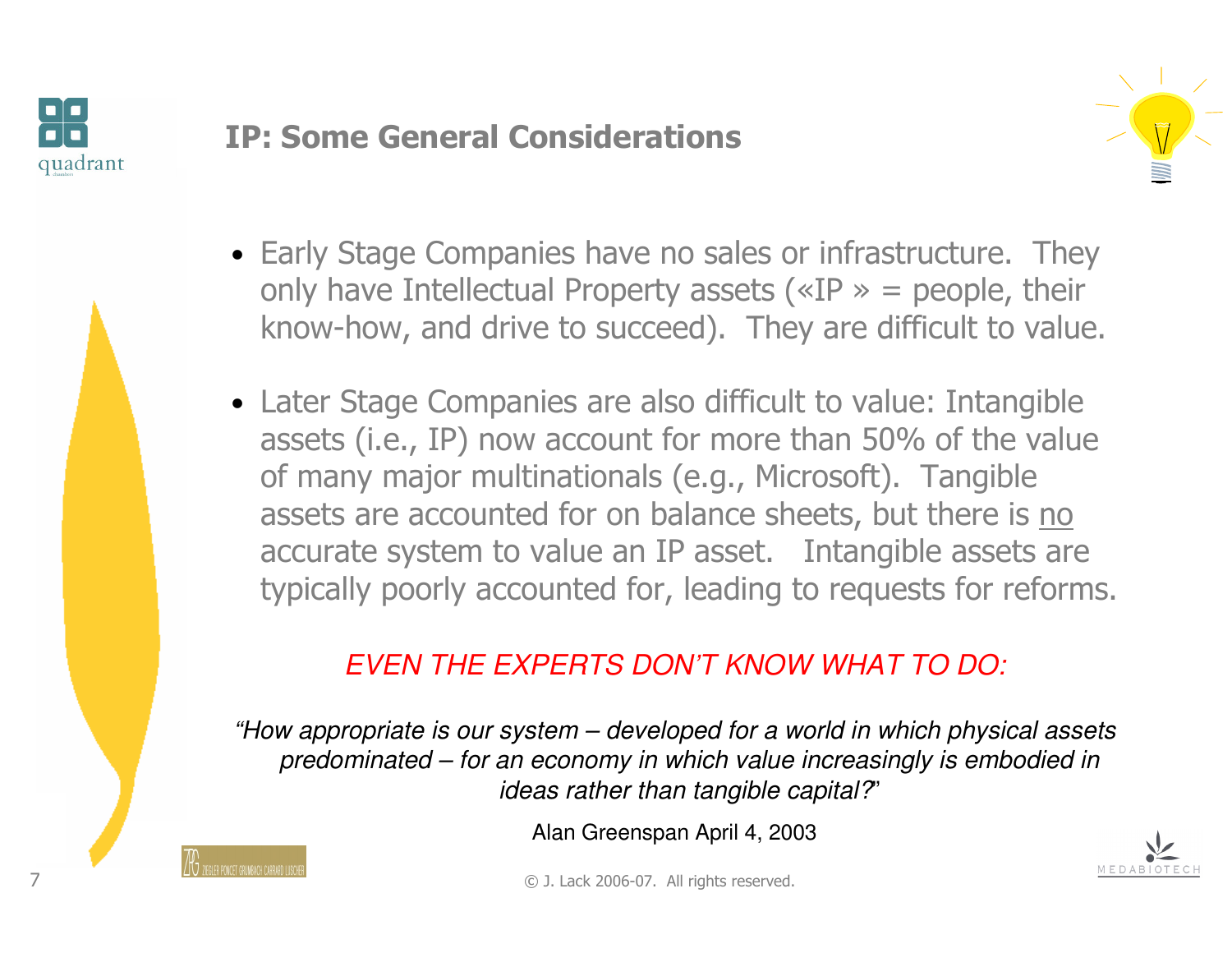## IP: Some General Considerations

- Early Stage Companies have no sales or infrastructure. They only have Intellectual Property assets («IP » = people, their know-how, and drive to succeed). They are difficult to value.

- Later Stage Companies are also difficult to value: Intangible assets (i.e., IP) now account for more than 50% of the value of many major multinationals (e.g., Microsoft). Tangible assets are accounted for on balance sheets, but there is no accurate system to value an IP asset. Intangible assets are typically poorly accounted for, leading to requests for reforms.

*EVEN THE EXPERTS DON'T KNOW WHAT TO DO:*

*"How appropriate is our system – developed for a world in which physical assets predominated – for an economy in which value increasingly is embodied in ideas rather than tangible capital?"*

Alan Greenspan April 4, 2003

© J. Lack 2006-07. All rights reserved.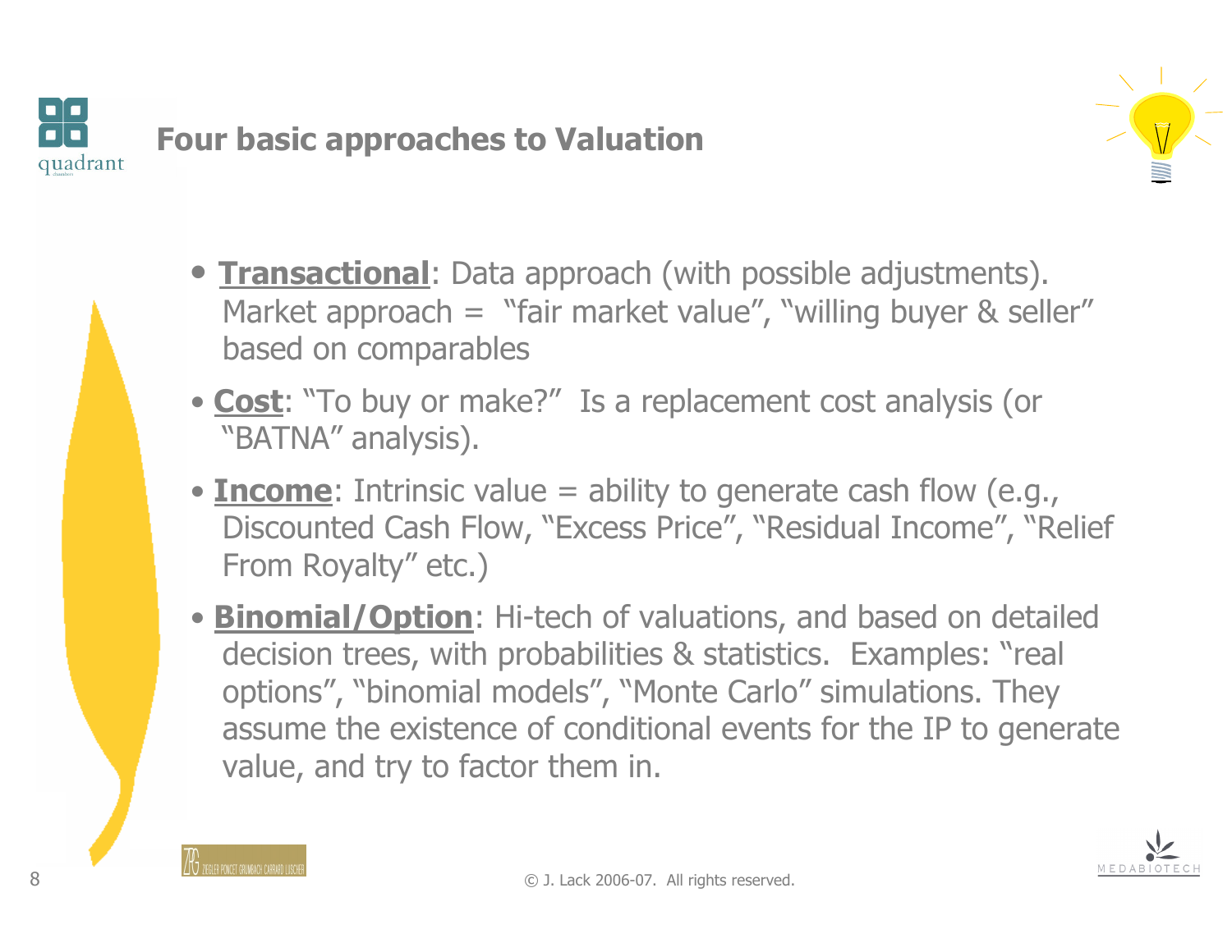# Four basic approaches to Valuation

- **Transactional**: Data approach (with possible adjustments). Market approach = "fair market value", "willing buyer & seller" based on comparables
- **Cost**: "To buy or make?" Is a replacement cost analysis (or "BATNA" analysis).
- **Income**: Intrinsic value = ability to generate cash flow (e.g., Discounted Cash Flow, "Excess Price", "Residual Income", "Relief From Royalty" etc.)
- **Binomial/Option**: Hi-tech of valuations, and based on detailed decision trees, with probabilities & statistics. Examples: "real options", "binomial models", "Monte Carlo" simulations. They assume the existence of conditional events for the IP to generate value, and try to factor them in.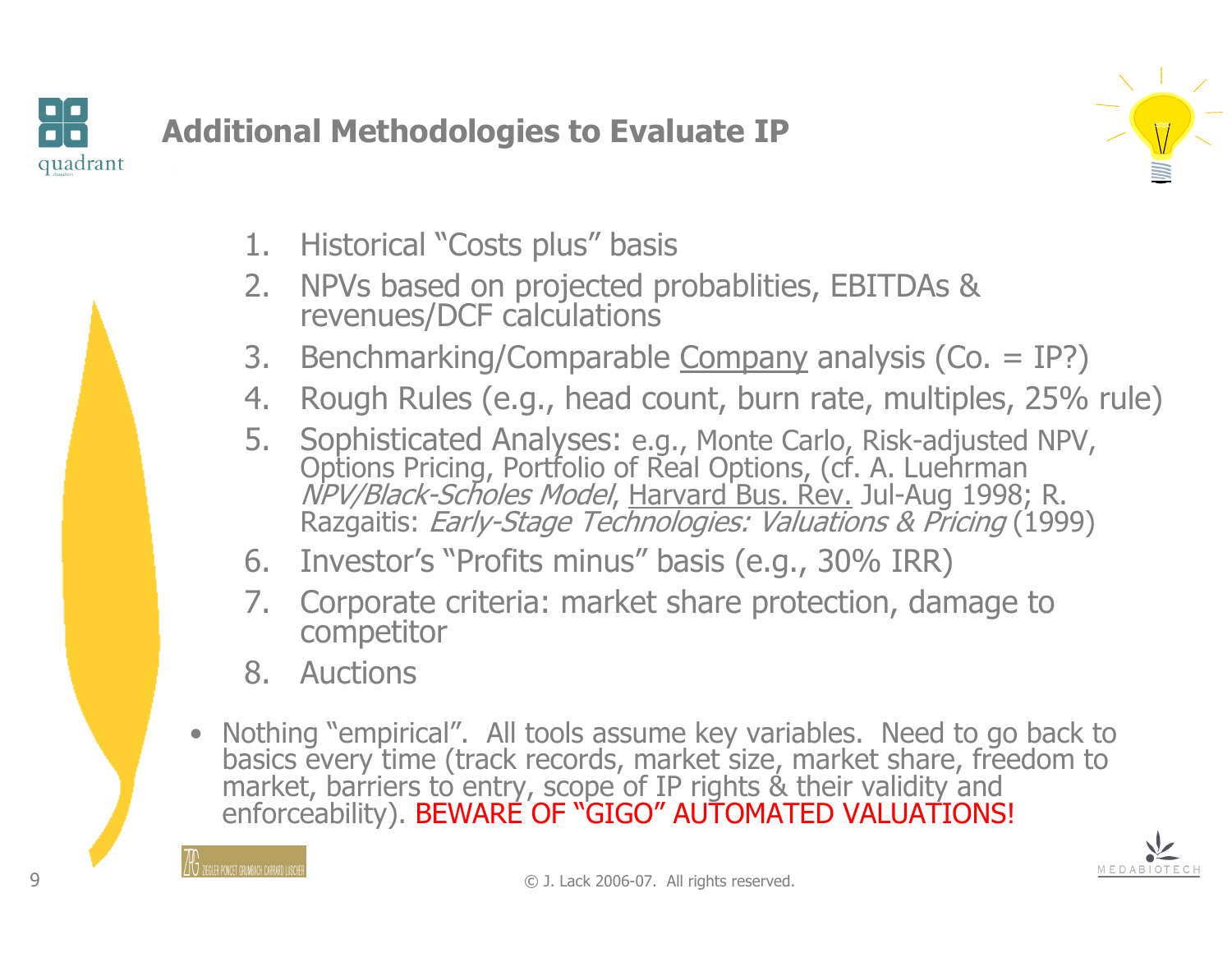# Additional Methodologies to Evaluate IP

1. Historical "Costs plus" basis
2. NPVs based on projected probablities, EBITDAs & revenues/DCF calculations
3. Benchmarking/Comparable Company analysis (Co. = IP?)
4. Rough Rules (e.g., head count, burn rate, multiples, 25% rule)
5. Sophisticated Analyses: e.g., Monte Carlo, Risk-adjusted NPV, Options Pricing, Portfolio of Real Options, (cf. A. Luehrman *NPV/Black-Scholes Model*, Harvard Bus. Rev. Jul-Aug 1998; R. Razgaitis: *Early-Stage Technologies: Valuations & Pricing* (1999)
6. Investor's "Profits minus" basis (e.g., 30% IRR)
7. Corporate criteria: market share protection, damage to competitor
8. Auctions

- Nothing "empirical". All tools assume key variables. Need to go back to basics every time (track records, market size, market share, freedom to market, barriers to entry, scope of IP rights & their validity and enforceability). BEWARE OF "GIGO" AUTOMATED VALUATIONS!

© J. Lack 2006-07. All rights reserved.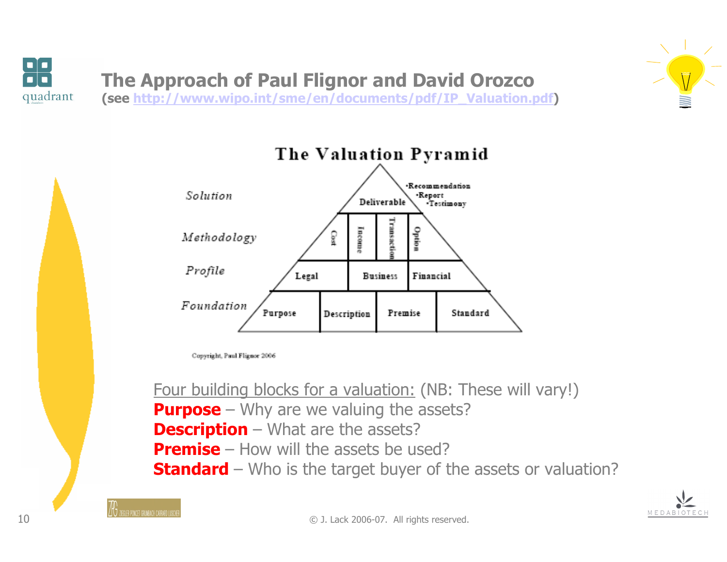# The Approach of Paul Flignor and David Orozco

(see http://www.wipo.int/sme/en/documents/pdf/IP_Valuation.pdf)

## The Valuation Pyramid

| Level | Components |
|---|---|
| Solution | Deliverable (•Recommendation •Report •Testimony) |
| Methodology | Cost, Income, Transaction, Option |
| Profile | Legal, Business, Financial |
| Foundation | Purpose, Description, Premise, Standard |

Copyright, Paul Flignor 2006

Four building blocks for a valuation: (NB: These will vary!)

**Purpose** – Why are we valuing the assets?

**Description** – What are the assets?

**Premise** – How will the assets be used?

**Standard** – Who is the target buyer of the assets or valuation?

© J. Lack 2006-07. All rights reserved.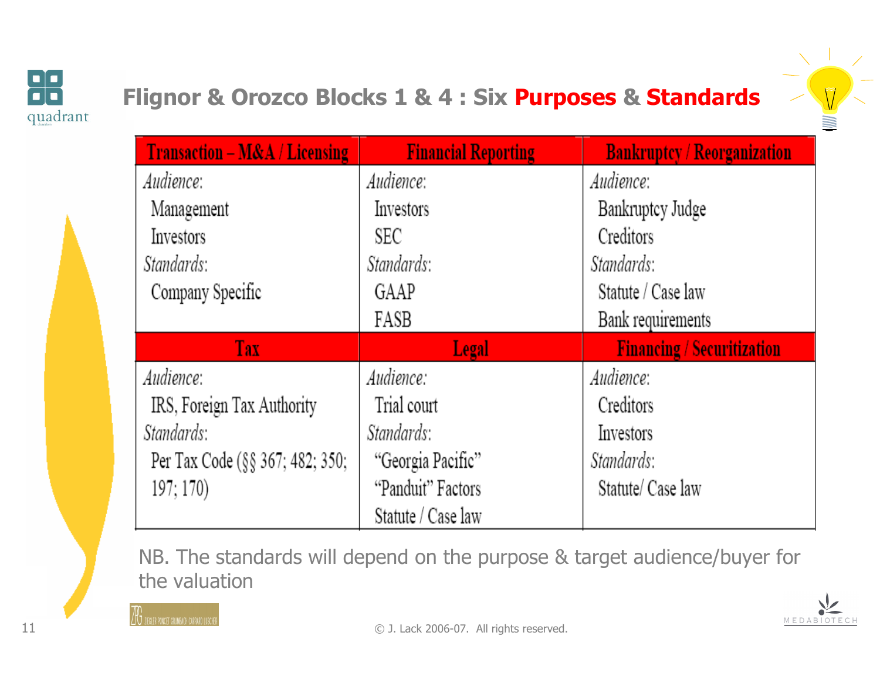# Flignor & Orozco Blocks 1 & 4 : Six Purposes & Standards

| Transaction – M&A / Licensing | Financial Reporting | Bankruptcy / Reorganization |
|---|---|---|
| *Audience*:<br>Management<br>Investors<br>*Standards*:<br>Company Specific | *Audience*:<br>Investors<br>SEC<br>*Standards*:<br>GAAP<br>FASB | *Audience*:<br>Bankruptcy Judge<br>Creditors<br>*Standards*:<br>Statute / Case law<br>Bank requirements |
| **Tax** | **Legal** | **Financing / Securitization** |
| *Audience*:<br>IRS, Foreign Tax Authority<br>*Standards*:<br>Per Tax Code (§§ 367; 482; 350; 197; 170) | *Audience*:<br>Trial court<br>*Standards*:<br>"Georgia Pacific"<br>"Panduit" Factors<br>Statute / Case law | *Audience*:<br>Creditors<br>Investors<br>*Standards*:<br>Statute/ Case law |

NB. The standards will depend on the purpose & target audience/buyer for the valuation

© J. Lack 2006-07. All rights reserved.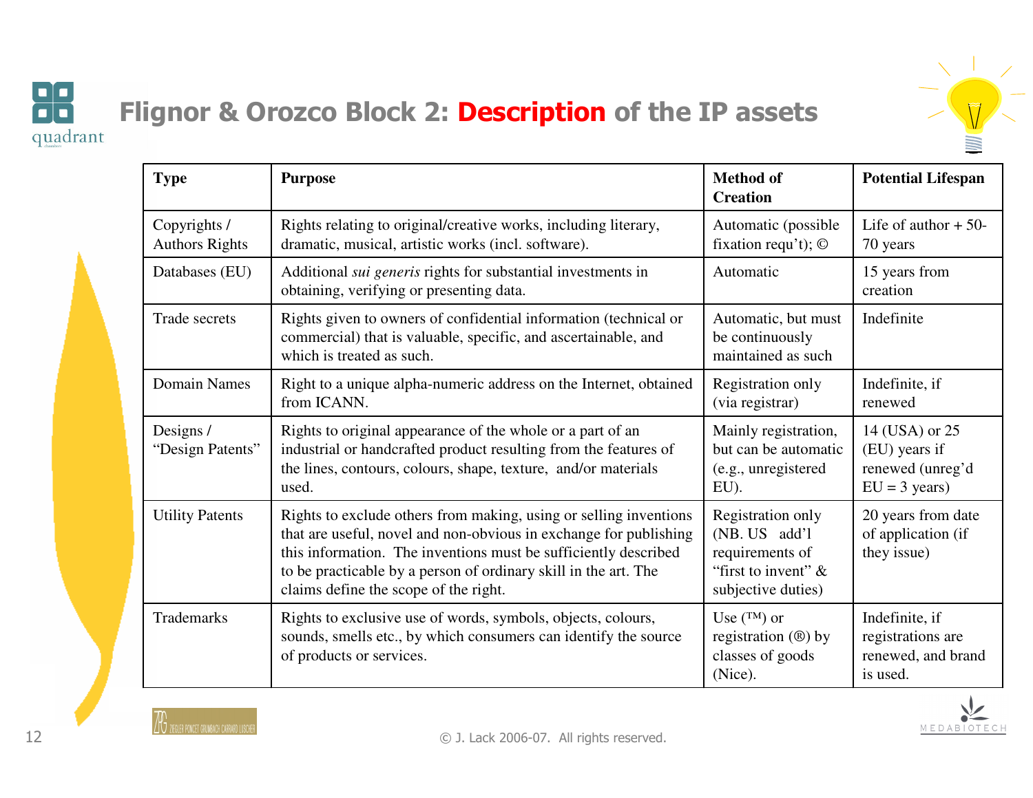# Flignor & Orozco Block 2: Description of the IP assets

| Type | Purpose | Method of Creation | Potential Lifespan |
|---|---|---|---|
| Copyrights / Authors Rights | Rights relating to original/creative works, including literary, dramatic, musical, artistic works (incl. software). | Automatic (possible fixation requ't); © | Life of author + 50-70 years |
| Databases (EU) | Additional *sui generis* rights for substantial investments in obtaining, verifying or presenting data. | Automatic | 15 years from creation |
| Trade secrets | Rights given to owners of confidential information (technical or commercial) that is valuable, specific, and ascertainable, and which is treated as such. | Automatic, but must be continuously maintained as such | Indefinite |
| Domain Names | Right to a unique alpha-numeric address on the Internet, obtained from ICANN. | Registration only (via registrar) | Indefinite, if renewed |
| Designs / "Design Patents" | Rights to original appearance of the whole or a part of an industrial or handcrafted product resulting from the features of the lines, contours, colours, shape, texture, and/or materials used. | Mainly registration, but can be automatic (e.g., unregistered EU). | 14 (USA) or 25 (EU) years if renewed (unreg'd EU = 3 years) |
| Utility Patents | Rights to exclude others from making, using or selling inventions that are useful, novel and non-obvious in exchange for publishing this information. The inventions must be sufficiently described to be practicable by a person of ordinary skill in the art. The claims define the scope of the right. | Registration only (NB. US add'l requirements of "first to invent" & subjective duties) | 20 years from date of application (if they issue) |
| Trademarks | Rights to exclusive use of words, symbols, objects, colours, sounds, smells etc., by which consumers can identify the source of products or services. | Use (™) or registration (®) by classes of goods (Nice). | Indefinite, if registrations are renewed, and brand is used. |

© J. Lack 2006-07. All rights reserved.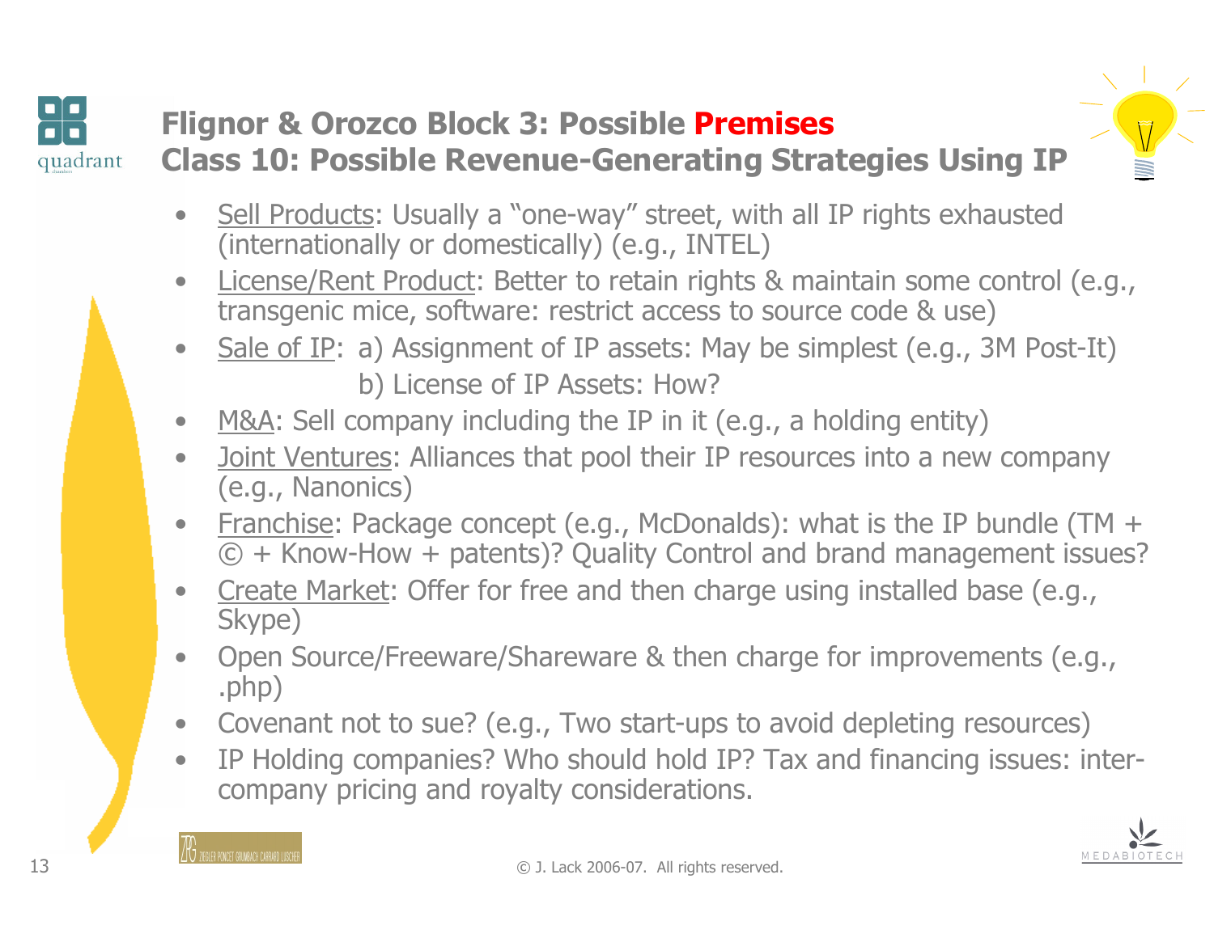## Flignor & Orozco Block 3: Possible Premises
## Class 10: Possible Revenue-Generating Strategies Using IP

- Sell Products: Usually a "one-way" street, with all IP rights exhausted (internationally or domestically) (e.g., INTEL)
- License/Rent Product: Better to retain rights & maintain some control (e.g., transgenic mice, software: restrict access to source code & use)
- Sale of IP: a) Assignment of IP assets: May be simplest (e.g., 3M Post-It)
  b) License of IP Assets: How?
- M&A: Sell company including the IP in it (e.g., a holding entity)
- Joint Ventures: Alliances that pool their IP resources into a new company (e.g., Nanonics)
- Franchise: Package concept (e.g., McDonalds): what is the IP bundle (TM + © + Know-How + patents)? Quality Control and brand management issues?
- Create Market: Offer for free and then charge using installed base (e.g., Skype)
- Open Source/Freeware/Shareware & then charge for improvements (e.g., .php)
- Covenant not to sue? (e.g., Two start-ups to avoid depleting resources)
- IP Holding companies? Who should hold IP? Tax and financing issues: inter-company pricing and royalty considerations.

© J. Lack 2006-07. All rights reserved.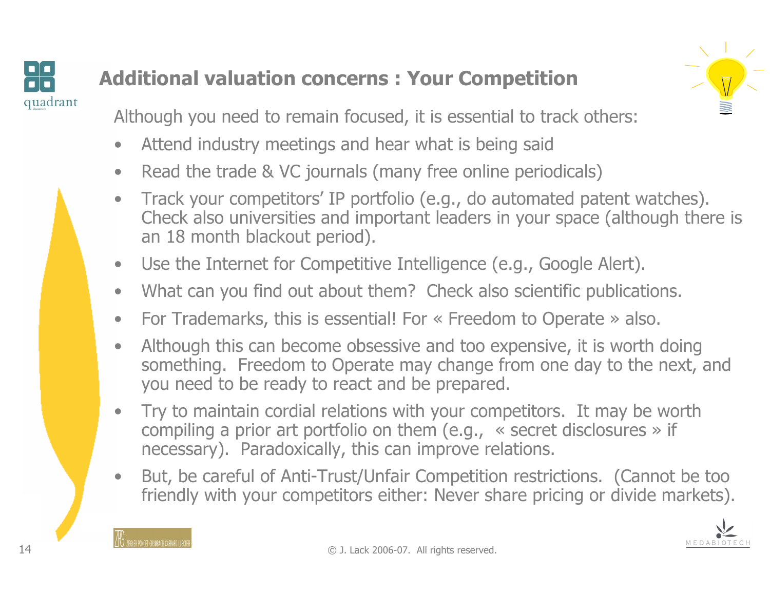## Additional valuation concerns : Your Competition

Although you need to remain focused, it is essential to track others:

- Attend industry meetings and hear what is being said
- Read the trade & VC journals (many free online periodicals)
- Track your competitors' IP portfolio (e.g., do automated patent watches). Check also universities and important leaders in your space (although there is an 18 month blackout period).
- Use the Internet for Competitive Intelligence (e.g., Google Alert).
- What can you find out about them? Check also scientific publications.
- For Trademarks, this is essential! For « Freedom to Operate » also.
- Although this can become obsessive and too expensive, it is worth doing something. Freedom to Operate may change from one day to the next, and you need to be ready to react and be prepared.
- Try to maintain cordial relations with your competitors. It may be worth compiling a prior art portfolio on them (e.g., « secret disclosures » if necessary). Paradoxically, this can improve relations.
- But, be careful of Anti-Trust/Unfair Competition restrictions. (Cannot be too friendly with your competitors either: Never share pricing or divide markets).

© J. Lack 2006-07. All rights reserved.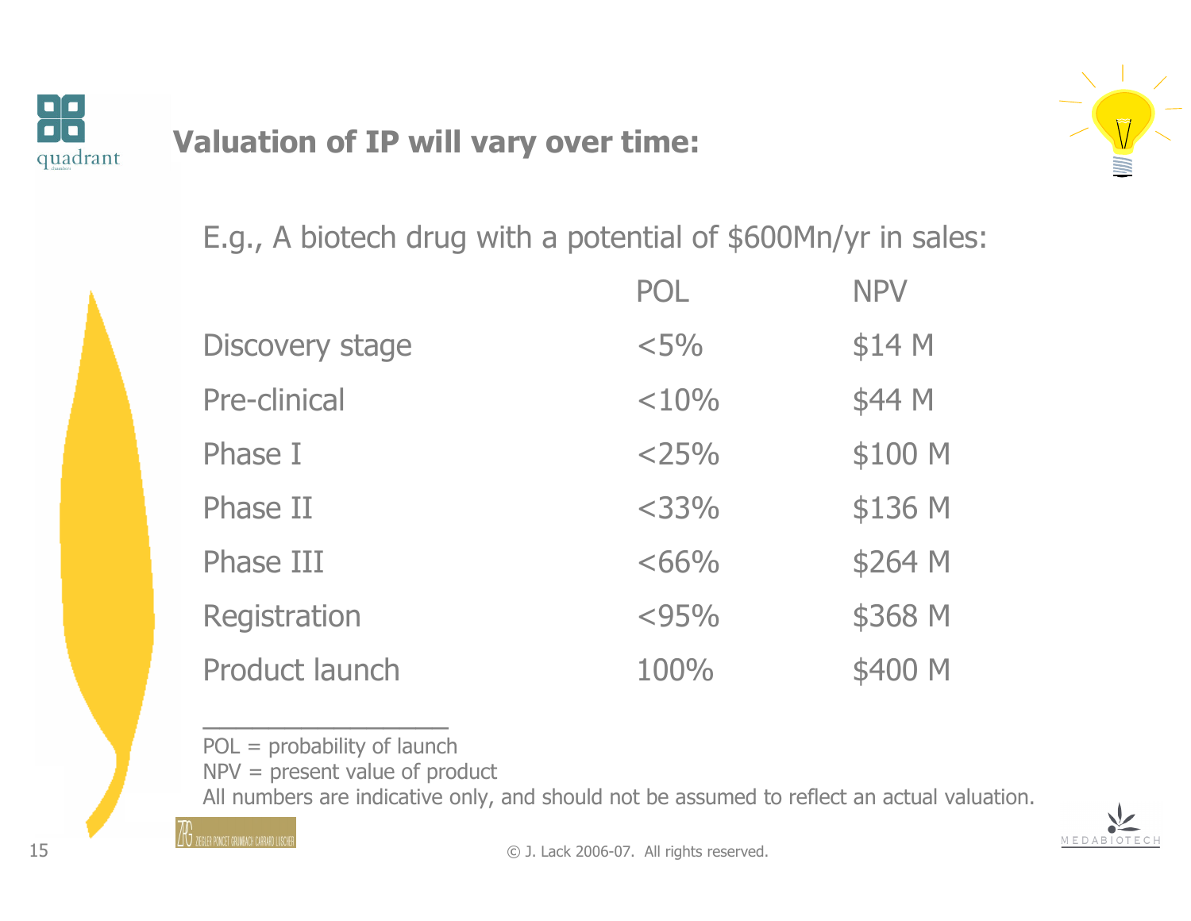## Valuation of IP will vary over time:

E.g., A biotech drug with a potential of $600Mn/yr in sales:

| | POL | NPV |
|---|---|---|
| Discovery stage | <5% | $14 M |
| Pre-clinical | <10% | $44 M |
| Phase I | <25% | $100 M |
| Phase II | <33% | $136 M |
| Phase III | <66% | $264 M |
| Registration | <95% | $368 M |
| Product launch | 100% | $400 M |

___________________

POL = probability of launch

NPV = present value of product

All numbers are indicative only, and should not be assumed to reflect an actual valuation.

© J. Lack 2006-07. All rights reserved.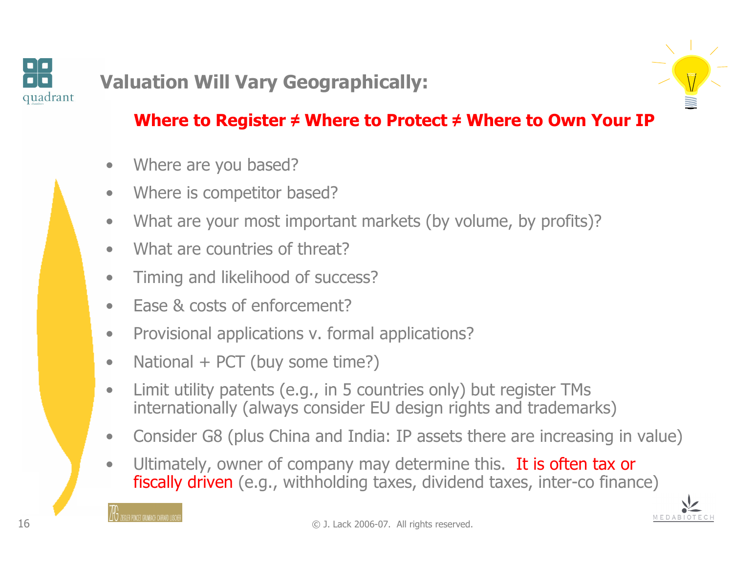## Valuation Will Vary Geographically:

**Where to Register ≠ Where to Protect ≠ Where to Own Your IP**

- Where are you based?
- Where is competitor based?
- What are your most important markets (by volume, by profits)?
- What are countries of threat?
- Timing and likelihood of success?
- Ease & costs of enforcement?
- Provisional applications v. formal applications?
- National + PCT (buy some time?)
- Limit utility patents (e.g., in 5 countries only) but register TMs internationally (always consider EU design rights and trademarks)
- Consider G8 (plus China and India: IP assets there are increasing in value)
- Ultimately, owner of company may determine this. It is often tax or fiscally driven (e.g., withholding taxes, dividend taxes, inter-co finance)

© J. Lack 2006-07. All rights reserved.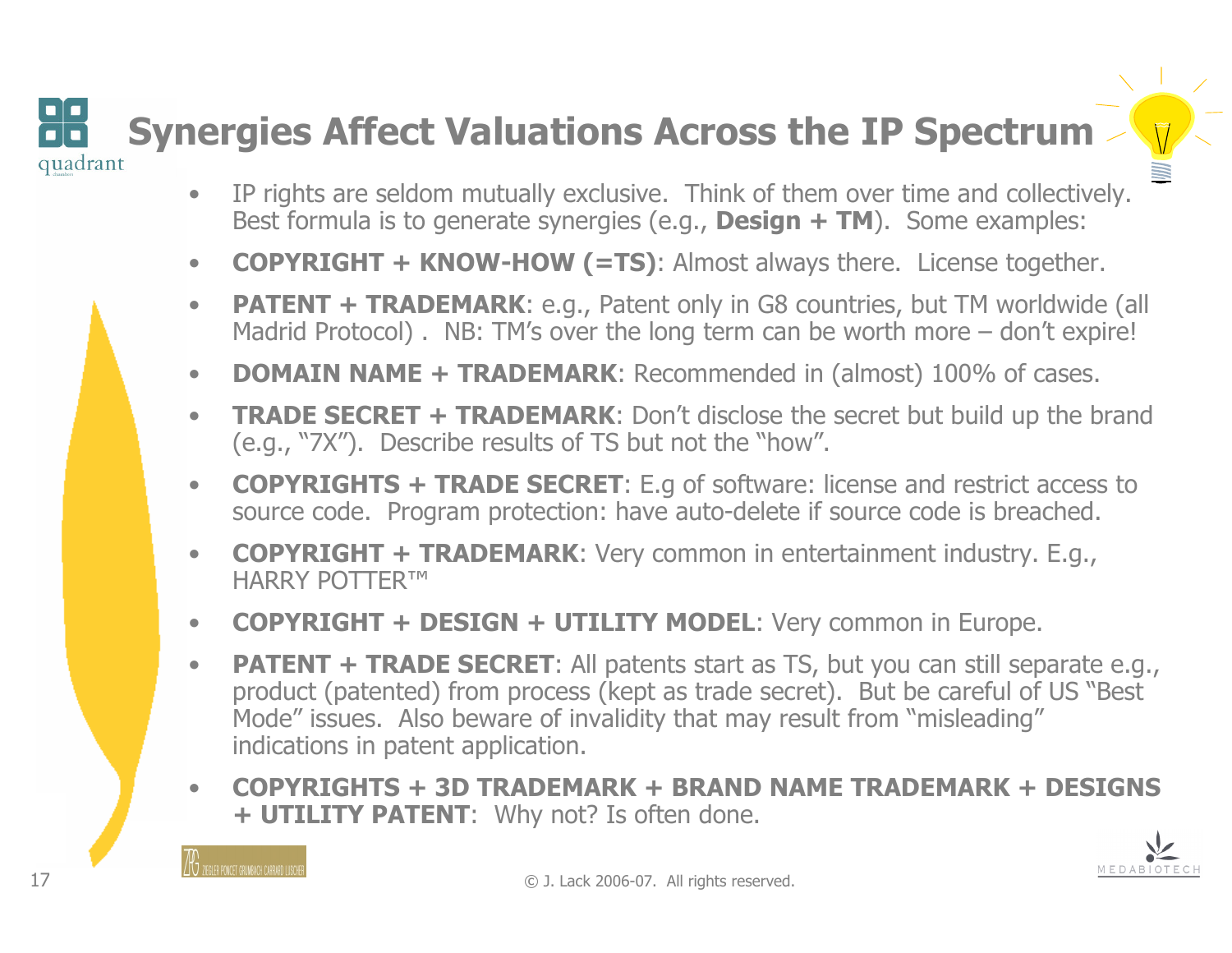# Synergies Affect Valuations Across the IP Spectrum

- IP rights are seldom mutually exclusive. Think of them over time and collectively. Best formula is to generate synergies (e.g., **Design + TM**). Some examples:
- **COPYRIGHT + KNOW-HOW (=TS)**: Almost always there. License together.
- **PATENT + TRADEMARK**: e.g., Patent only in G8 countries, but TM worldwide (all Madrid Protocol) . NB: TM's over the long term can be worth more – don't expire!
- **DOMAIN NAME + TRADEMARK**: Recommended in (almost) 100% of cases.
- **TRADE SECRET + TRADEMARK**: Don't disclose the secret but build up the brand (e.g., "7X"). Describe results of TS but not the "how".
- **COPYRIGHTS + TRADE SECRET**: E.g of software: license and restrict access to source code. Program protection: have auto-delete if source code is breached.
- **COPYRIGHT + TRADEMARK**: Very common in entertainment industry. E.g., HARRY POTTER™
- **COPYRIGHT + DESIGN + UTILITY MODEL**: Very common in Europe.
- **PATENT + TRADE SECRET**: All patents start as TS, but you can still separate e.g., product (patented) from process (kept as trade secret). But be careful of US "Best Mode" issues. Also beware of invalidity that may result from "misleading" indications in patent application.
- **COPYRIGHTS + 3D TRADEMARK + BRAND NAME TRADEMARK + DESIGNS + UTILITY PATENT**: Why not? Is often done.

© J. Lack 2006-07. All rights reserved.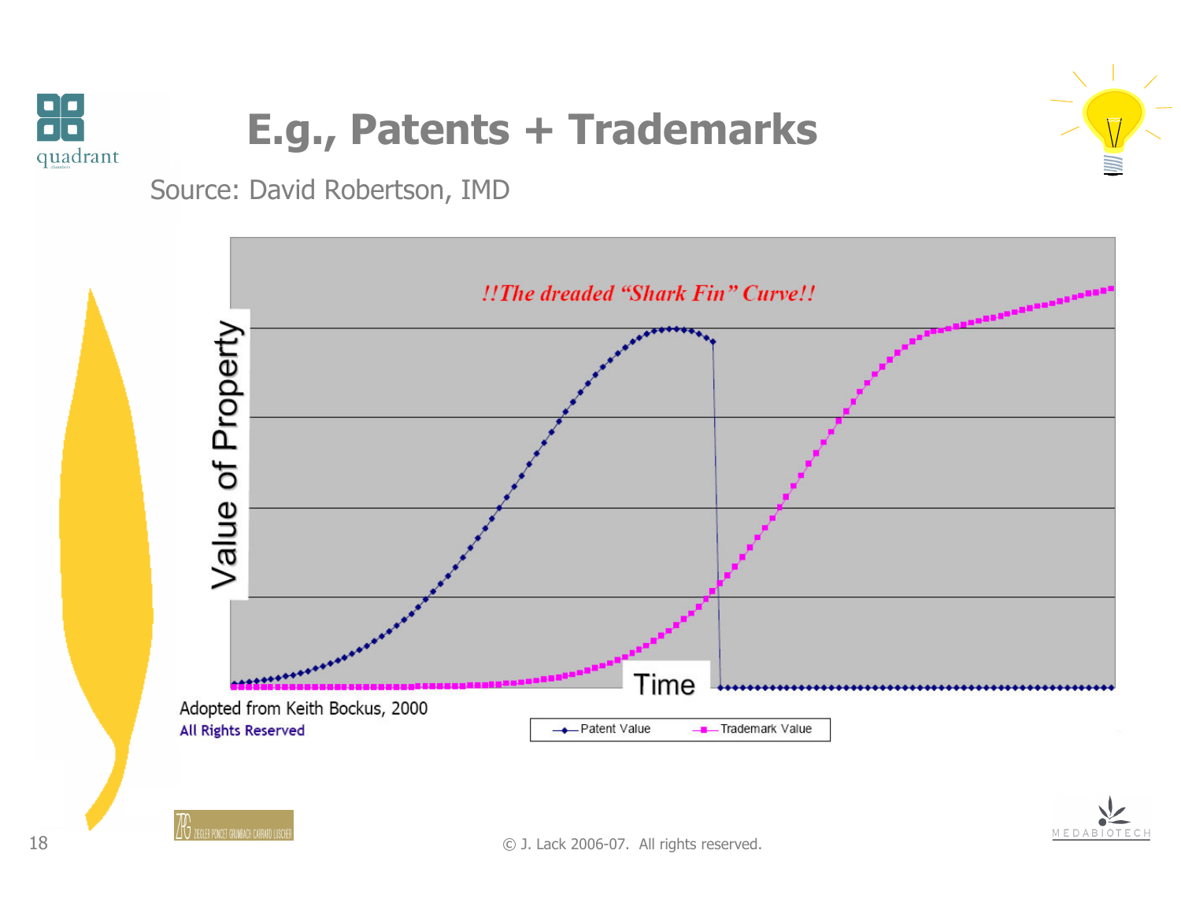# E.g., Patents + Trademarks

Source: David Robertson, IMD

*!!The dreaded "Shark Fin" Curve!!*

Value of Property

Time

Patent Value — Trademark Value

Adopted from Keith Bockus, 2000

**All Rights Reserved**

© J. Lack 2006-07. All rights reserved.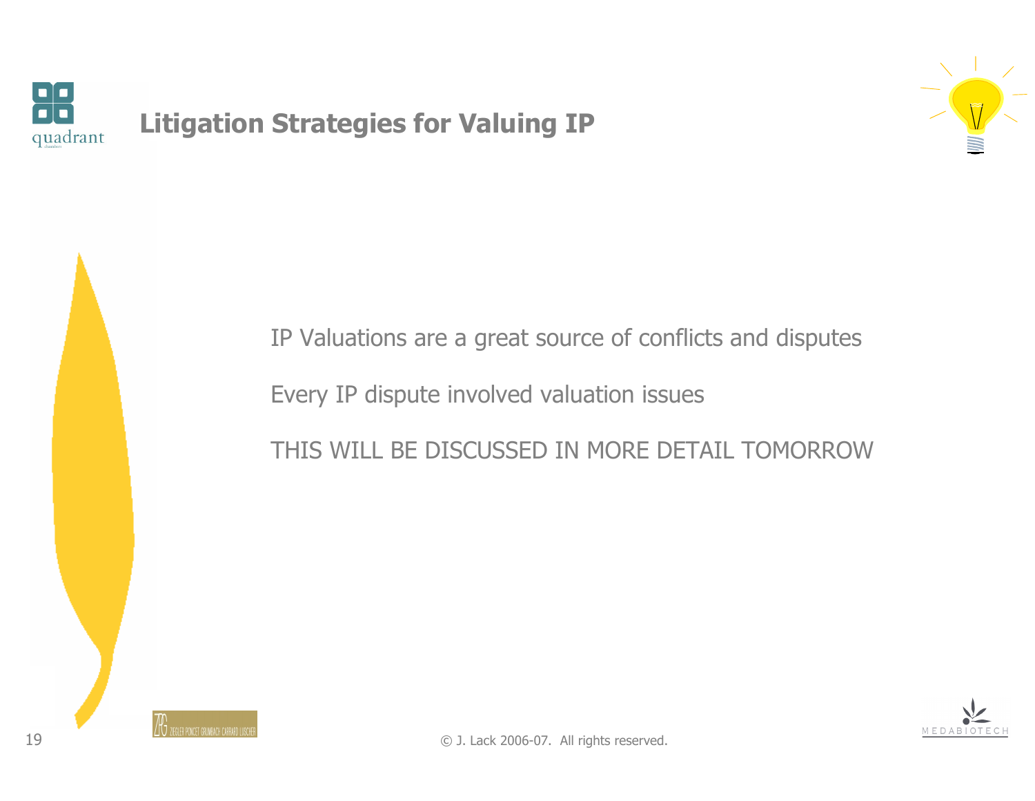# Litigation Strategies for Valuing IP

IP Valuations are a great source of conflicts and disputes

Every IP dispute involved valuation issues

THIS WILL BE DISCUSSED IN MORE DETAIL TOMORROW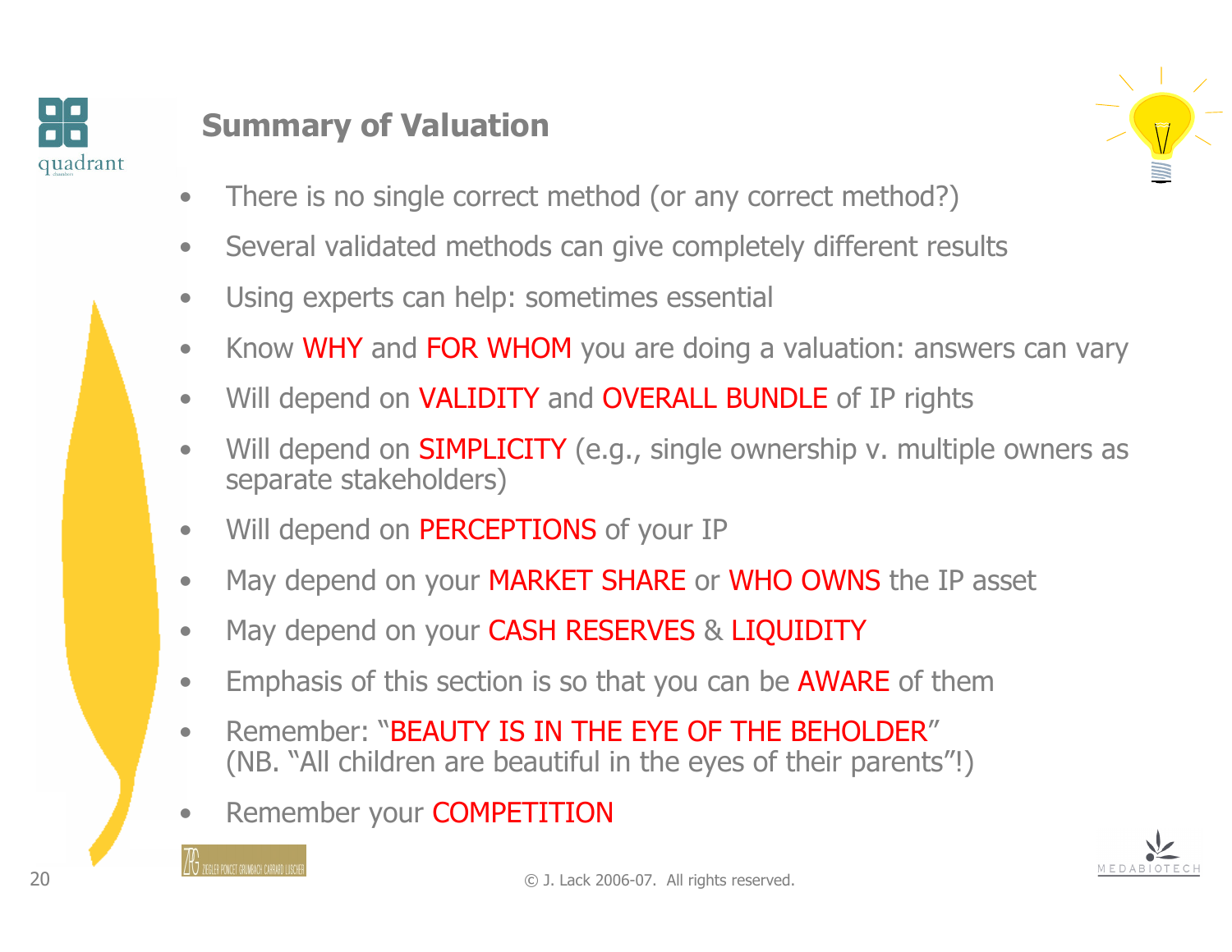## Summary of Valuation

- There is no single correct method (or any correct method?)
- Several validated methods can give completely different results
- Using experts can help: sometimes essential
- Know WHY and FOR WHOM you are doing a valuation: answers can vary
- Will depend on VALIDITY and OVERALL BUNDLE of IP rights
- Will depend on SIMPLICITY (e.g., single ownership v. multiple owners as separate stakeholders)
- Will depend on PERCEPTIONS of your IP
- May depend on your MARKET SHARE or WHO OWNS the IP asset
- May depend on your CASH RESERVES & LIQUIDITY
- Emphasis of this section is so that you can be AWARE of them
- Remember: "BEAUTY IS IN THE EYE OF THE BEHOLDER" (NB. "All children are beautiful in the eyes of their parents"!)
- Remember your COMPETITION

© J. Lack 2006-07. All rights reserved.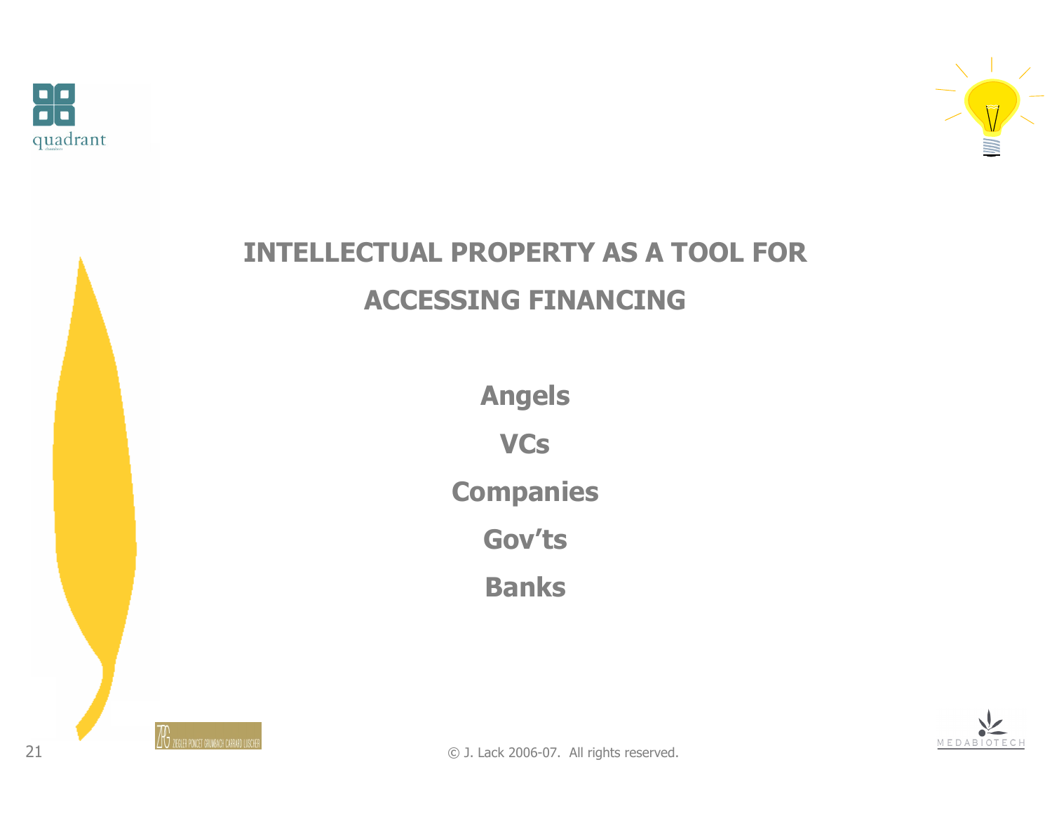# INTELLECTUAL PROPERTY AS A TOOL FOR ACCESSING FINANCING

**Angels**

**VCs**

**Companies**

**Gov'ts**

**Banks**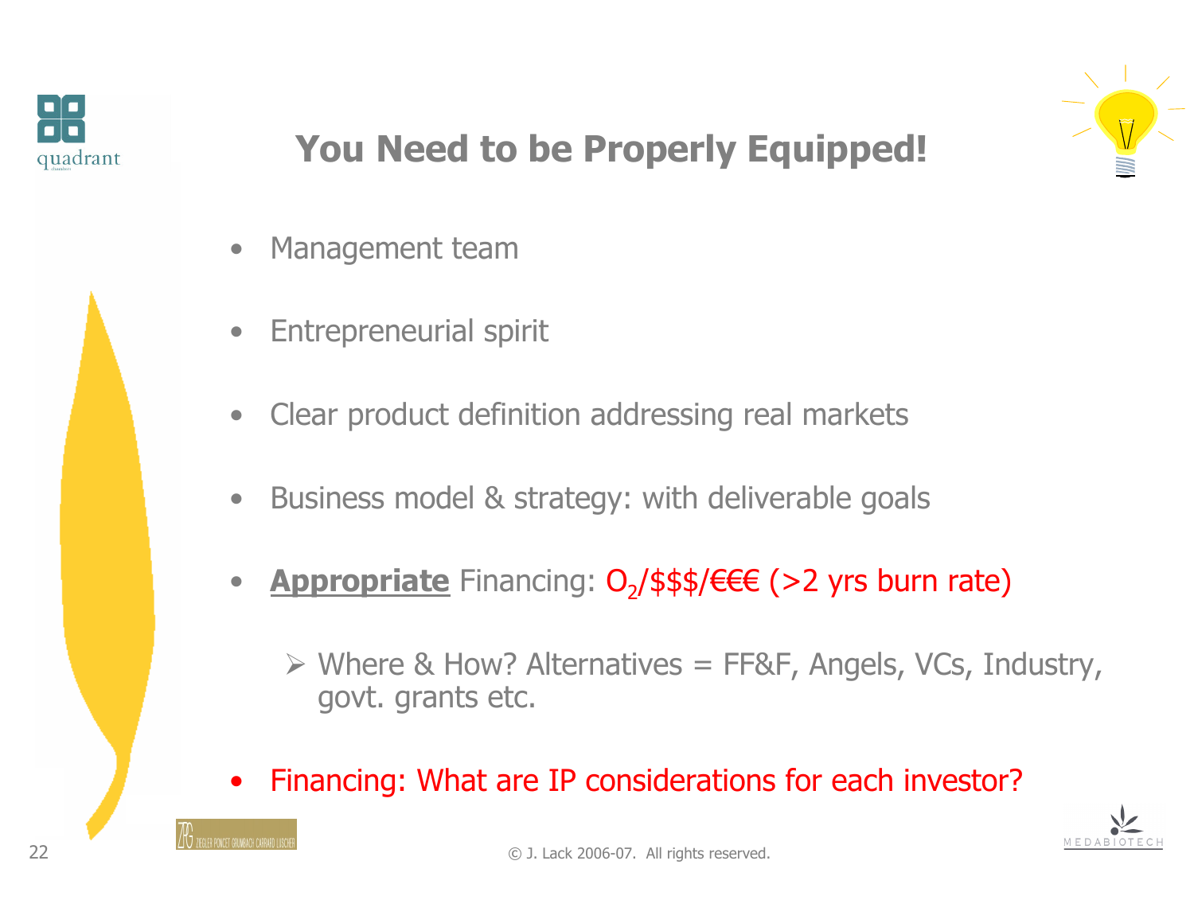# You Need to be Properly Equipped!

- Management team
- Entrepreneurial spirit
- Clear product definition addressing real markets
- Business model & strategy: with deliverable goals
- **Appropriate** Financing: $O_2$/$$$/€€€ (>2 yrs burn rate)
  - Where & How? Alternatives = FF&F, Angels, VCs, Industry, govt. grants etc.
- Financing: What are IP considerations for each investor?

© J. Lack 2006-07. All rights reserved.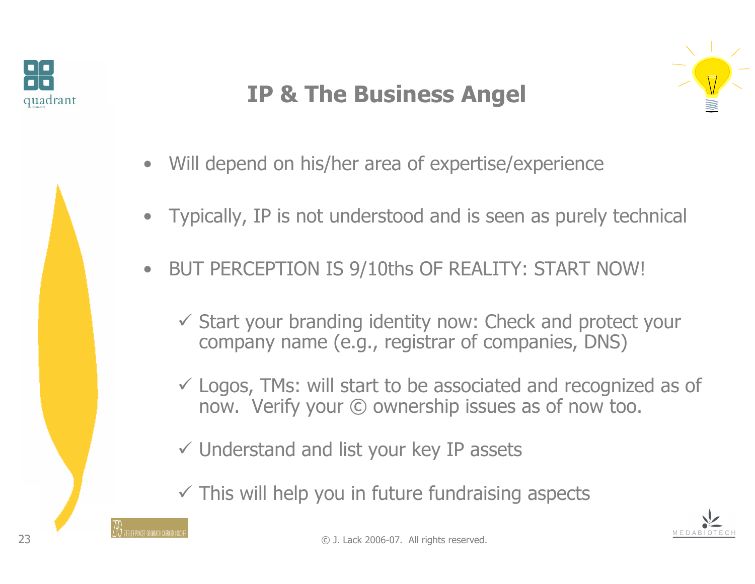# IP & The Business Angel

- Will depend on his/her area of expertise/experience
- Typically, IP is not understood and is seen as purely technical
- BUT PERCEPTION IS 9/10ths OF REALITY: START NOW!
  - ✓ Start your branding identity now: Check and protect your company name (e.g., registrar of companies, DNS)
  - ✓ Logos, TMs: will start to be associated and recognized as of now. Verify your © ownership issues as of now too.
  - ✓ Understand and list your key IP assets
  - ✓ This will help you in future fundraising aspects

© J. Lack 2006-07. All rights reserved.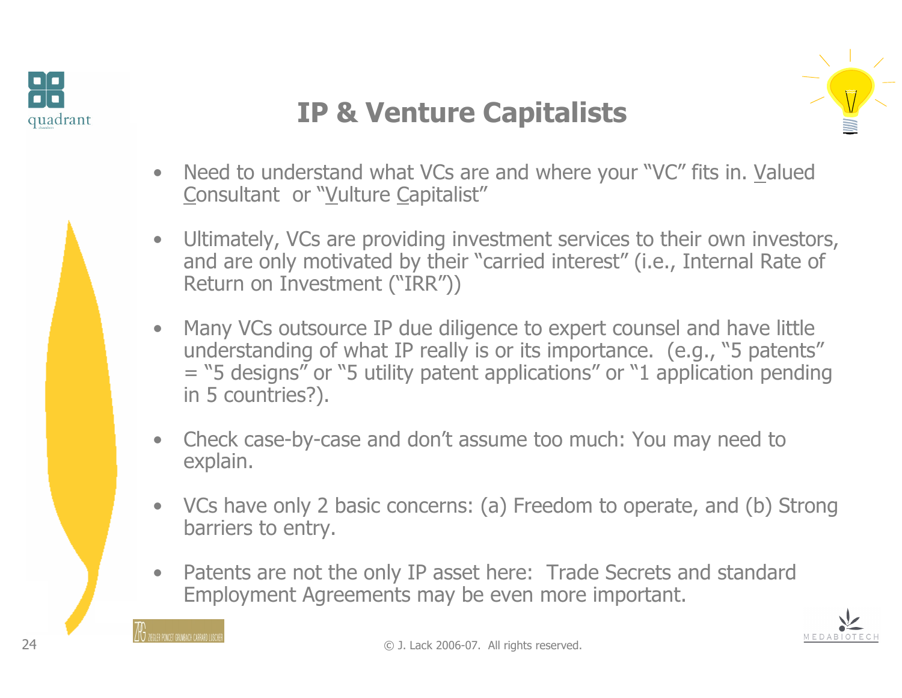# IP & Venture Capitalists

- Need to understand what VCs are and where your "VC" fits in. Valued Consultant or "Vulture Capitalist"
- Ultimately, VCs are providing investment services to their own investors, and are only motivated by their "carried interest" (i.e., Internal Rate of Return on Investment ("IRR"))
- Many VCs outsource IP due diligence to expert counsel and have little understanding of what IP really is or its importance. (e.g., "5 patents" = "5 designs" or "5 utility patent applications" or "1 application pending in 5 countries?).
- Check case-by-case and don't assume too much: You may need to explain.
- VCs have only 2 basic concerns: (a) Freedom to operate, and (b) Strong barriers to entry.
- Patents are not the only IP asset here: Trade Secrets and standard Employment Agreements may be even more important.

© J. Lack 2006-07. All rights reserved.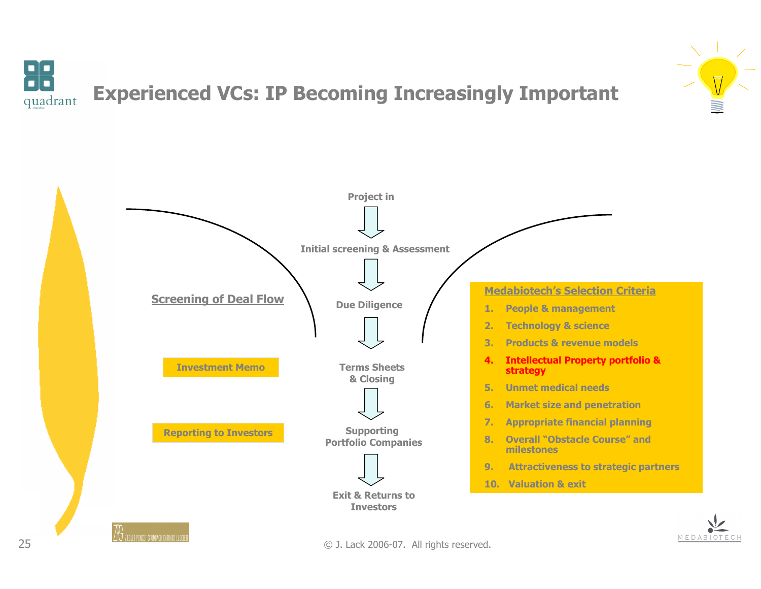# Experienced VCs: IP Becoming Increasingly Important

**Screening of Deal Flow**

**Investment Memo**

**Reporting to Investors**

- **Project in**
- **Initial screening & Assessment**
- **Due Diligence**
- **Terms Sheets & Closing**
- **Supporting Portfolio Companies**
- **Exit & Returns to Investors**

**Medabiotech's Selection Criteria**

1. **People & management**
2. **Technology & science**
3. **Products & revenue models**
4. **Intellectual Property portfolio & strategy**
5. **Unmet medical needs**
6. **Market size and penetration**
7. **Appropriate financial planning**
8. **Overall "Obstacle Course" and milestones**
9. **Attractiveness to strategic partners**
10. **Valuation & exit**

© J. Lack 2006-07. All rights reserved.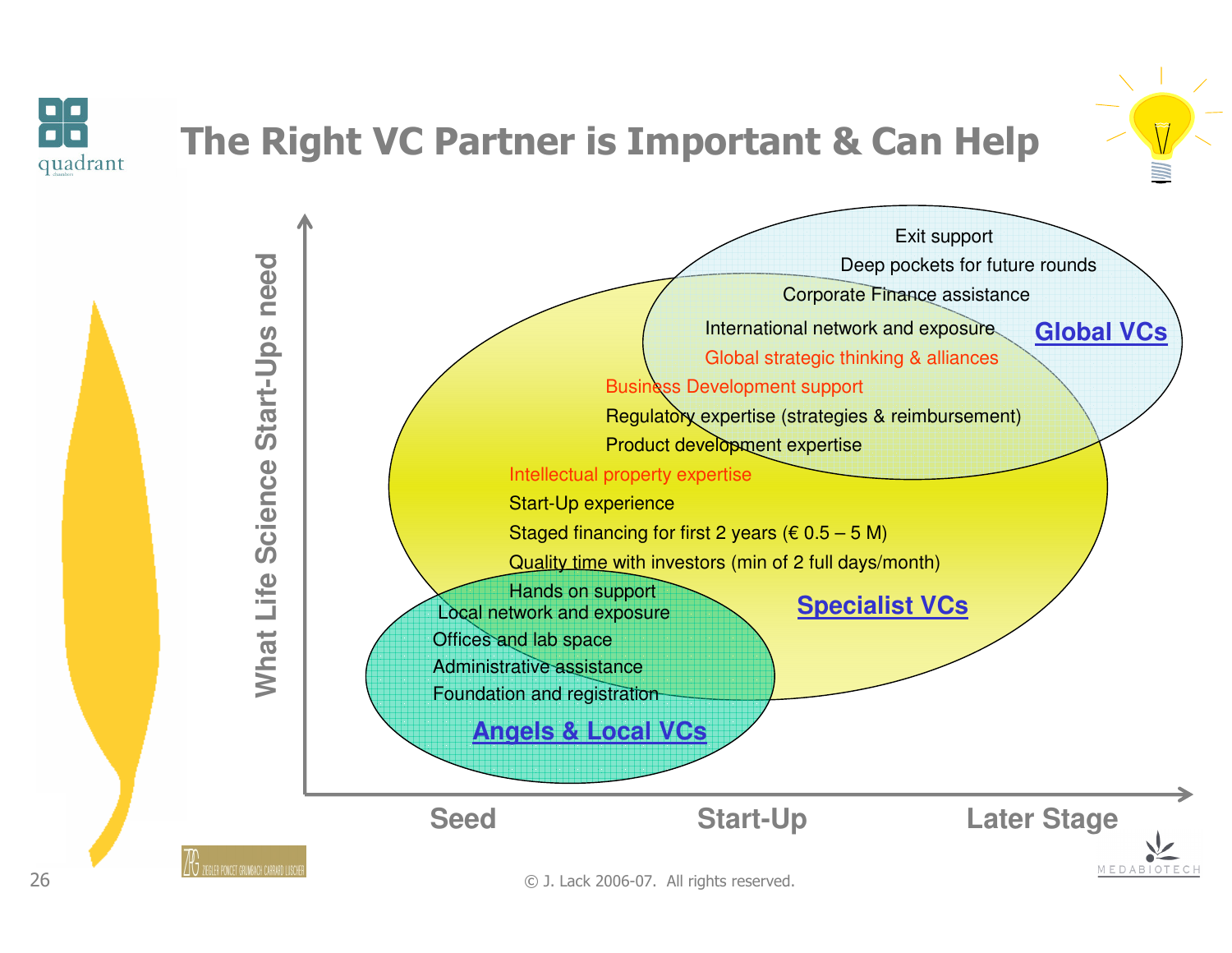# The Right VC Partner is Important & Can Help

**What Life Science Start-Ups need**

**Global VCs**

- Exit support
- Deep pockets for future rounds
- Corporate Finance assistance
- International network and exposure
- Global strategic thinking & alliances

**Specialist VCs**

- Business Development support
- Regulatory expertise (strategies & reimbursement)
- Product development expertise
- Intellectual property expertise
- Start-Up experience
- Staged financing for first 2 years (€ 0.5 – 5 M)
- Quality time with investors (min of 2 full days/month)
- Hands on support

**Angels & Local VCs**

- Local network and exposure
- Offices and lab space
- Administrative assistance
- Foundation and registration

**Seed** | **Start-Up** | **Later Stage**

© J. Lack 2006-07. All rights reserved.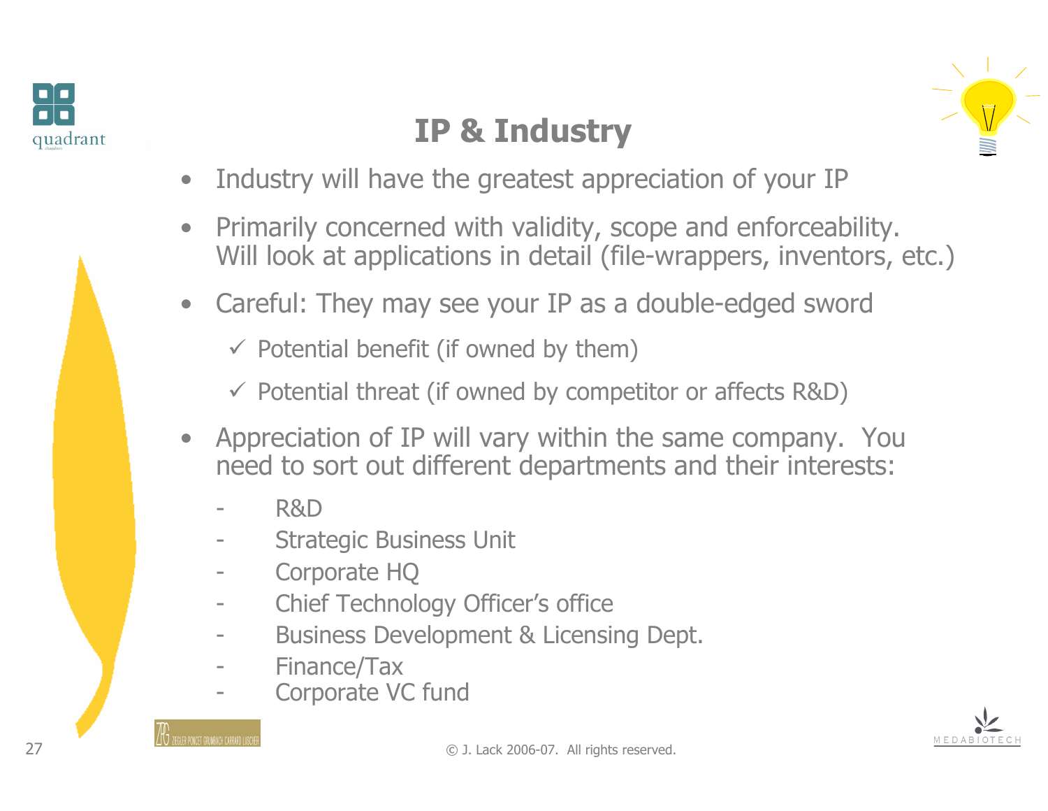# IP & Industry

- Industry will have the greatest appreciation of your IP
- Primarily concerned with validity, scope and enforceability. Will look at applications in detail (file-wrappers, inventors, etc.)
- Careful: They may see your IP as a double-edged sword
  - ✓ Potential benefit (if owned by them)
  - ✓ Potential threat (if owned by competitor or affects R&D)
- Appreciation of IP will vary within the same company. You need to sort out different departments and their interests:
  - R&D
  - Strategic Business Unit
  - Corporate HQ
  - Chief Technology Officer's office
  - Business Development & Licensing Dept.
  - Finance/Tax
  - Corporate VC fund

© J. Lack 2006-07. All rights reserved.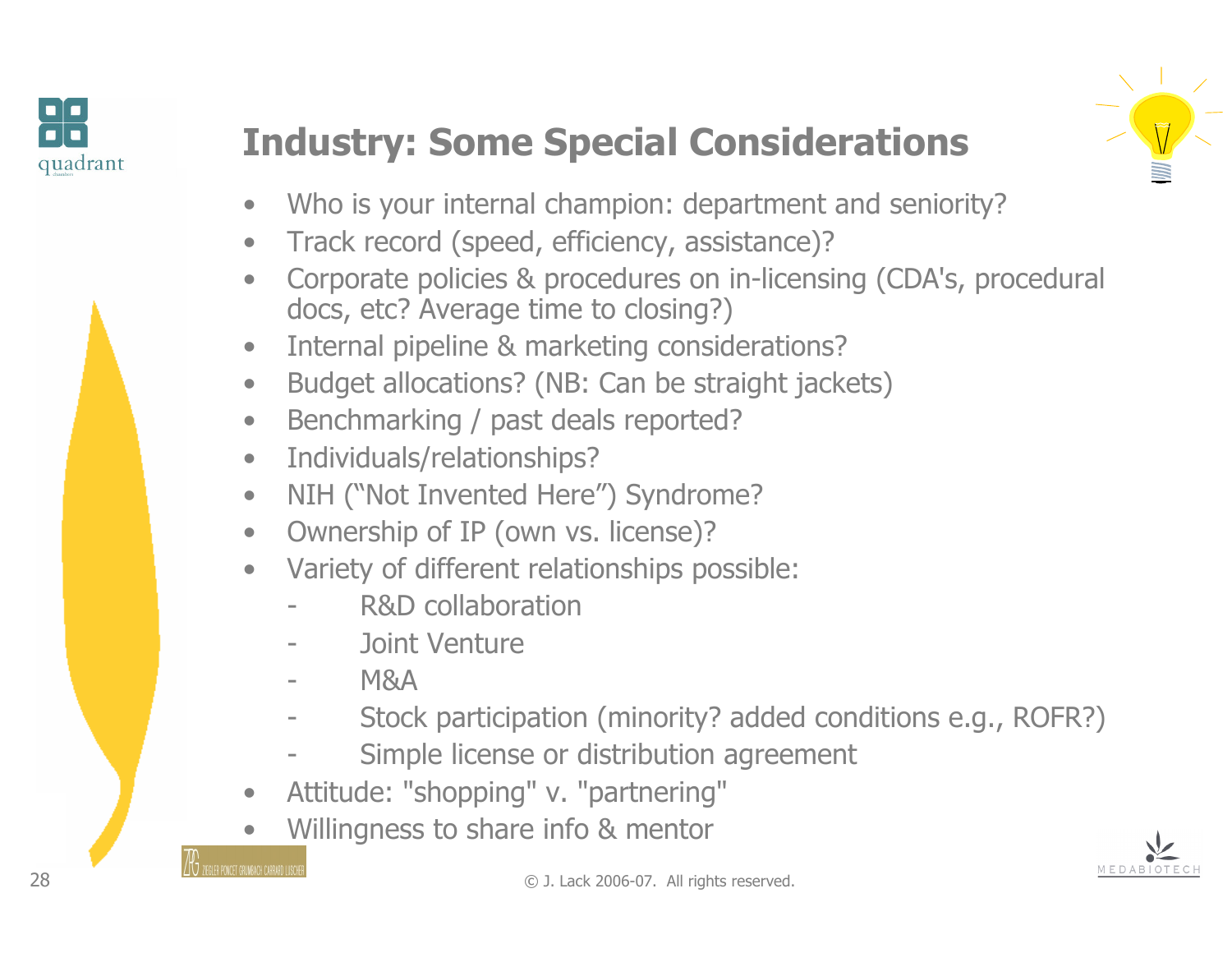## Industry: Some Special Considerations

- Who is your internal champion: department and seniority?
- Track record (speed, efficiency, assistance)?
- Corporate policies & procedures on in-licensing (CDA's, procedural docs, etc? Average time to closing?)
- Internal pipeline & marketing considerations?
- Budget allocations? (NB: Can be straight jackets)
- Benchmarking / past deals reported?
- Individuals/relationships?
- NIH ("Not Invented Here") Syndrome?
- Ownership of IP (own vs. license)?
- Variety of different relationships possible:
  - R&D collaboration
  - Joint Venture
  - M&A
  - Stock participation (minority? added conditions e.g., ROFR?)
  - Simple license or distribution agreement
- Attitude: "shopping" v. "partnering"
- Willingness to share info & mentor

© J. Lack 2006-07. All rights reserved.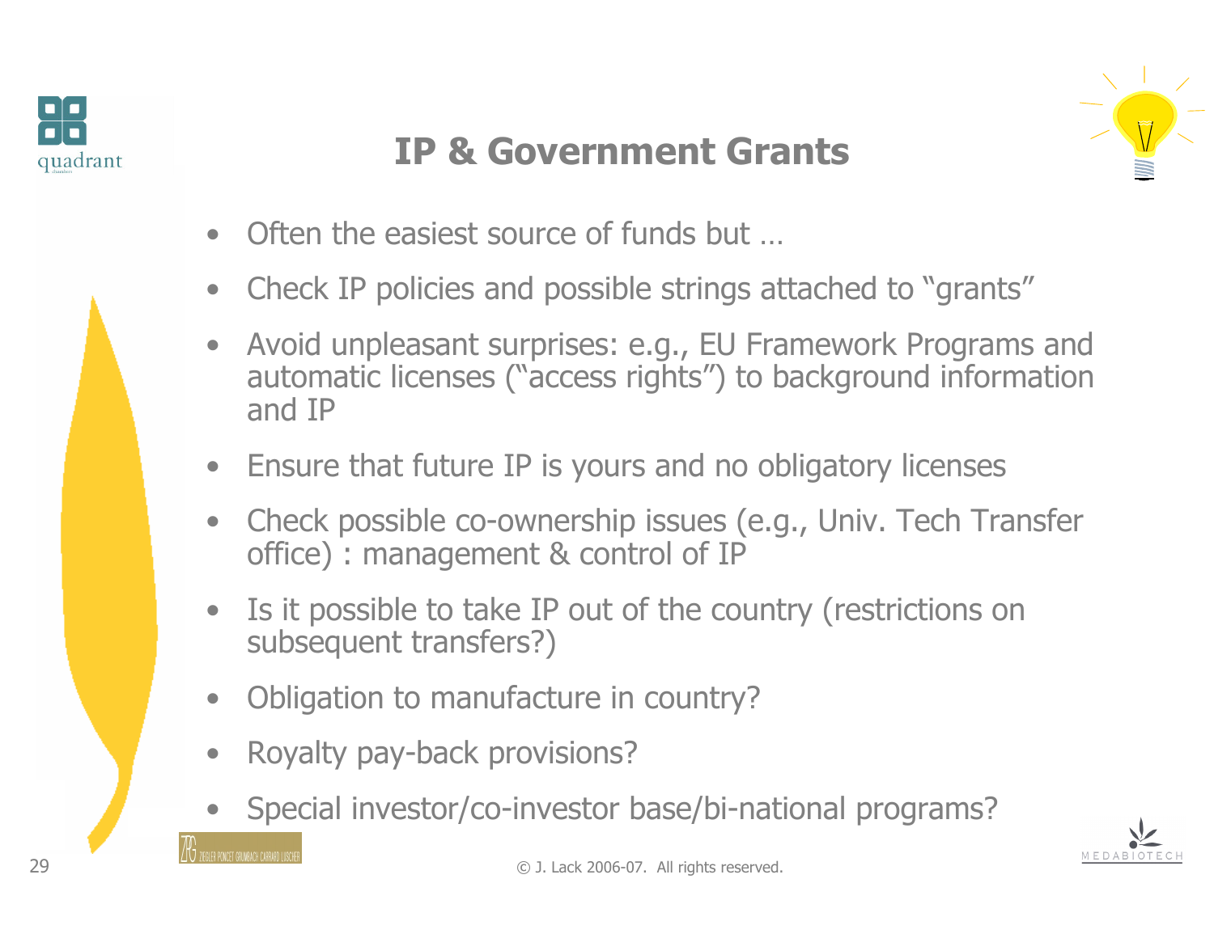# IP & Government Grants

- Often the easiest source of funds but …
- Check IP policies and possible strings attached to "grants"
- Avoid unpleasant surprises: e.g., EU Framework Programs and automatic licenses ("access rights") to background information and IP
- Ensure that future IP is yours and no obligatory licenses
- Check possible co-ownership issues (e.g., Univ. Tech Transfer office) : management & control of IP
- Is it possible to take IP out of the country (restrictions on subsequent transfers?)
- Obligation to manufacture in country?
- Royalty pay-back provisions?
- Special investor/co-investor base/bi-national programs?

© J. Lack 2006-07. All rights reserved.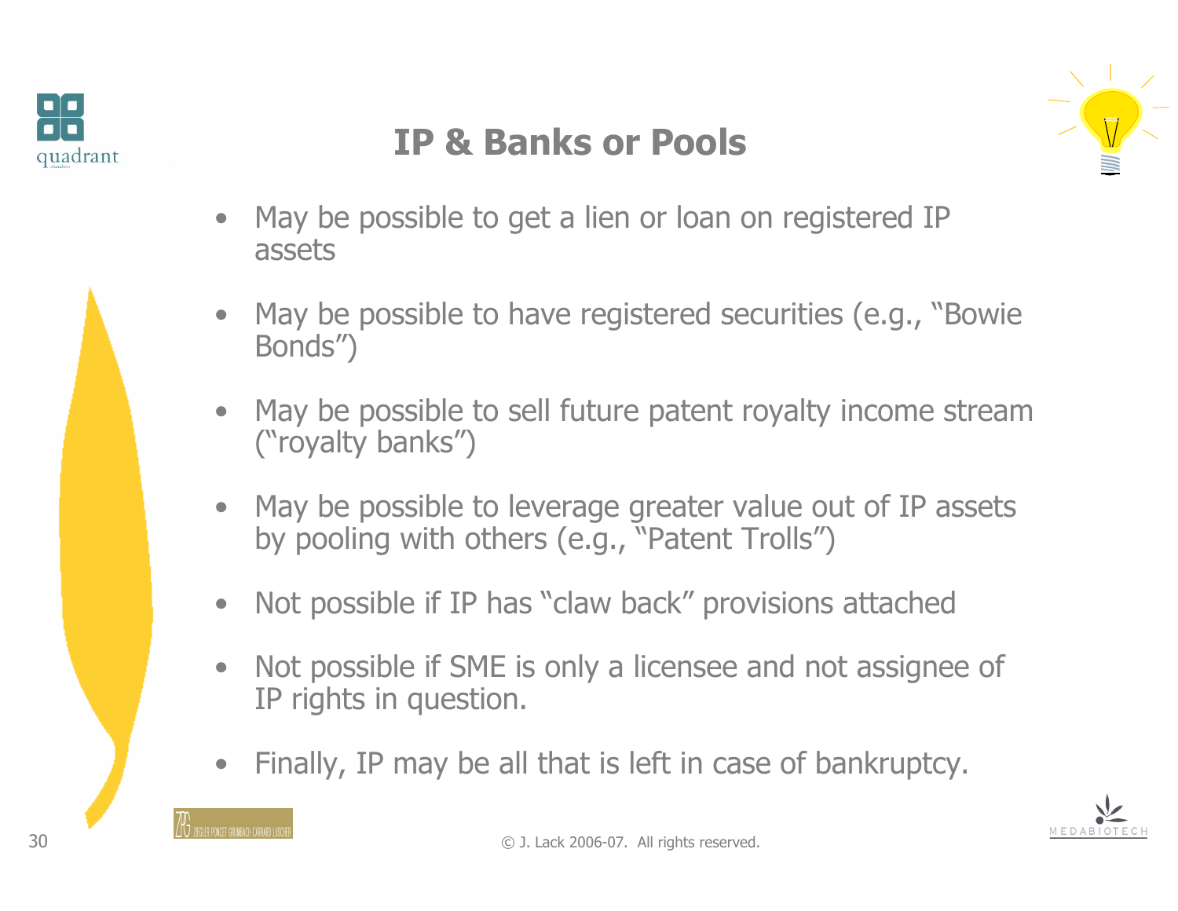# IP & Banks or Pools

- May be possible to get a lien or loan on registered IP assets
- May be possible to have registered securities (e.g., "Bowie Bonds")
- May be possible to sell future patent royalty income stream ("royalty banks")
- May be possible to leverage greater value out of IP assets by pooling with others (e.g., "Patent Trolls")
- Not possible if IP has "claw back" provisions attached
- Not possible if SME is only a licensee and not assignee of IP rights in question.
- Finally, IP may be all that is left in case of bankruptcy.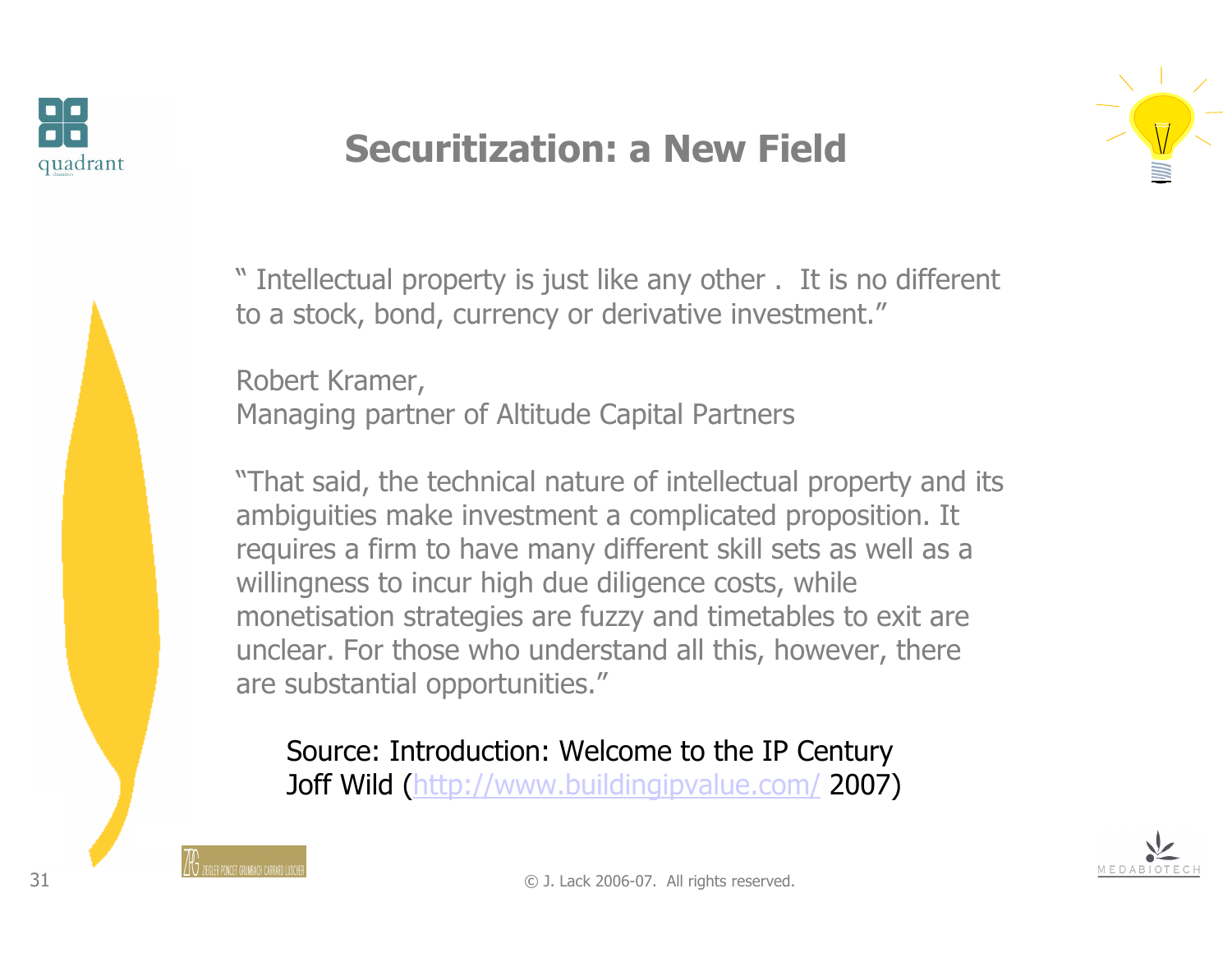# Securitization: a New Field

" Intellectual property is just like any other . It is no different to a stock, bond, currency or derivative investment."

Robert Kramer,
Managing partner of Altitude Capital Partners

"That said, the technical nature of intellectual property and its ambiguities make investment a complicated proposition. It requires a firm to have many different skill sets as well as a willingness to incur high due diligence costs, while monetisation strategies are fuzzy and timetables to exit are unclear. For those who understand all this, however, there are substantial opportunities."

Source: Introduction: Welcome to the IP Century
Joff Wild (http://www.buildingipvalue.com/ 2007)

© J. Lack 2006-07. All rights reserved.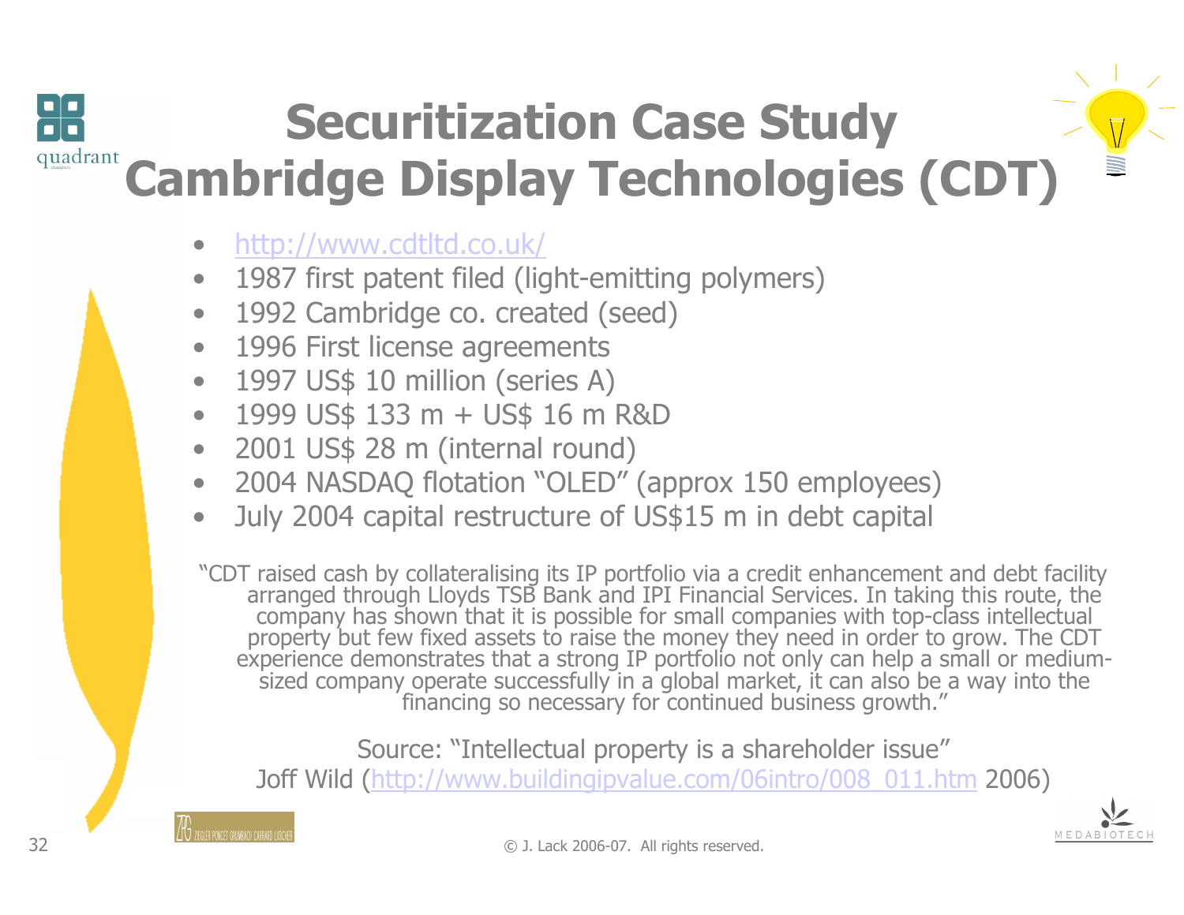# Securitization Case Study
# Cambridge Display Technologies (CDT)

- http://www.cdtltd.co.uk/
- 1987 first patent filed (light-emitting polymers)
- 1992 Cambridge co. created (seed)
- 1996 First license agreements
- 1997 US$ 10 million (series A)
- 1999 US$ 133 m + US$ 16 m R&D
- 2001 US$ 28 m (internal round)
- 2004 NASDAQ flotation "OLED" (approx 150 employees)
- July 2004 capital restructure of US$15 m in debt capital

"CDT raised cash by collateralising its IP portfolio via a credit enhancement and debt facility arranged through Lloyds TSB Bank and IPI Financial Services. In taking this route, the company has shown that it is possible for small companies with top-class intellectual property but few fixed assets to raise the money they need in order to grow. The CDT experience demonstrates that a strong IP portfolio not only can help a small or medium-sized company operate successfully in a global market, it can also be a way into the financing so necessary for continued business growth."

Source: "Intellectual property is a shareholder issue"
Joff Wild (http://www.buildingipvalue.com/06intro/008_011.htm 2006)

© J. Lack 2006-07. All rights reserved.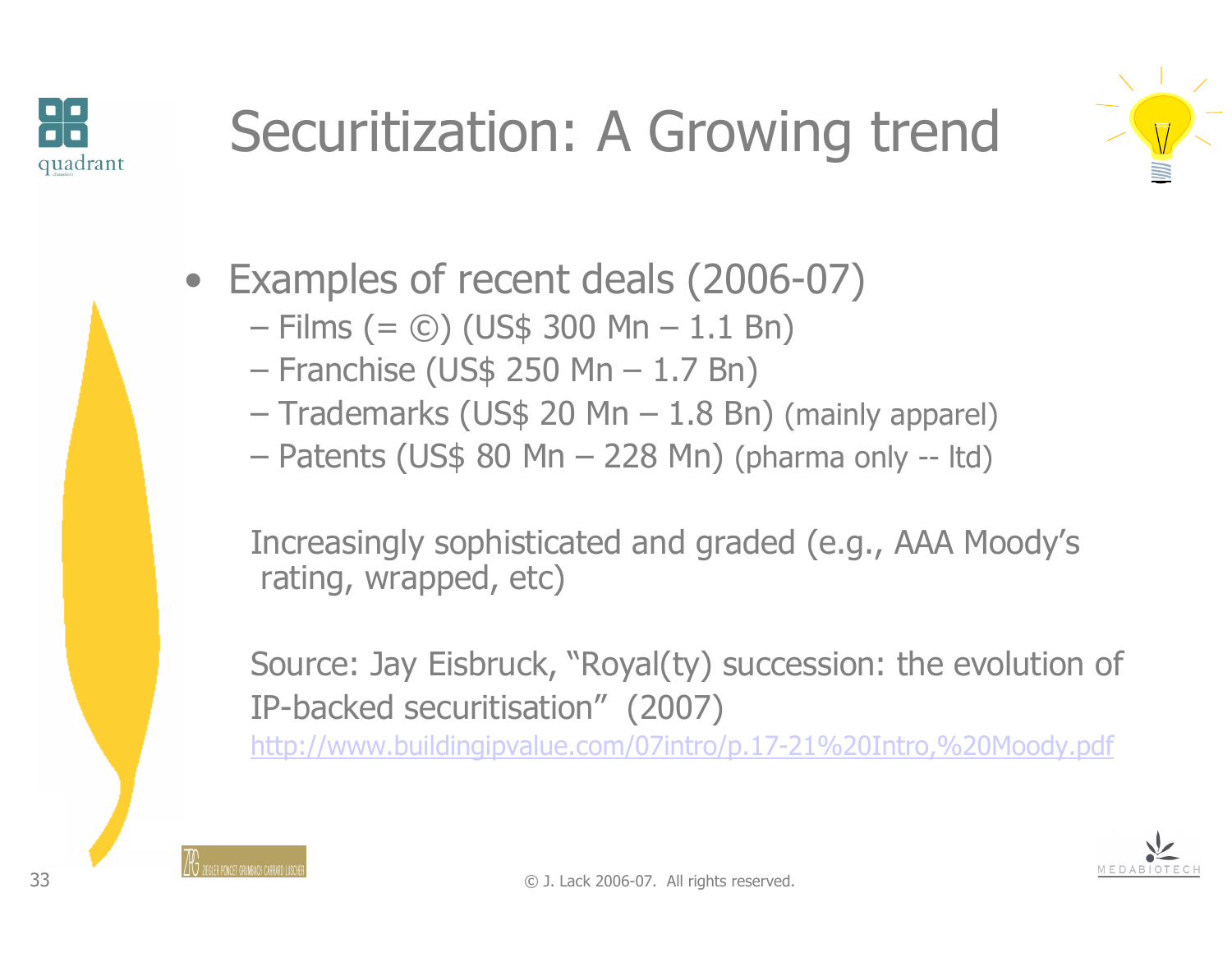# Securitization: A Growing trend

- Examples of recent deals (2006-07)
  - Films (= ©) (US$ 300 Mn – 1.1 Bn)
  - Franchise (US$ 250 Mn – 1.7 Bn)
  - Trademarks (US$ 20 Mn – 1.8 Bn) (mainly apparel)
  - Patents (US$ 80 Mn – 228 Mn) (pharma only -- ltd)

Increasingly sophisticated and graded (e.g., AAA Moody's rating, wrapped, etc)

Source: Jay Eisbruck, "Royal(ty) succession: the evolution of IP-backed securitisation" (2007)
http://www.buildingipvalue.com/07intro/p.17-21%20Intro,%20Moody.pdf

© J. Lack 2006-07. All rights reserved.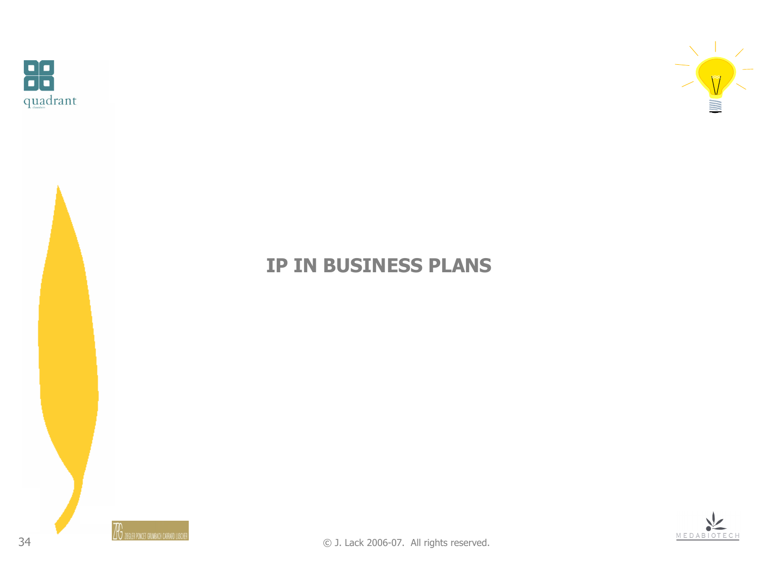# IP IN BUSINESS PLANS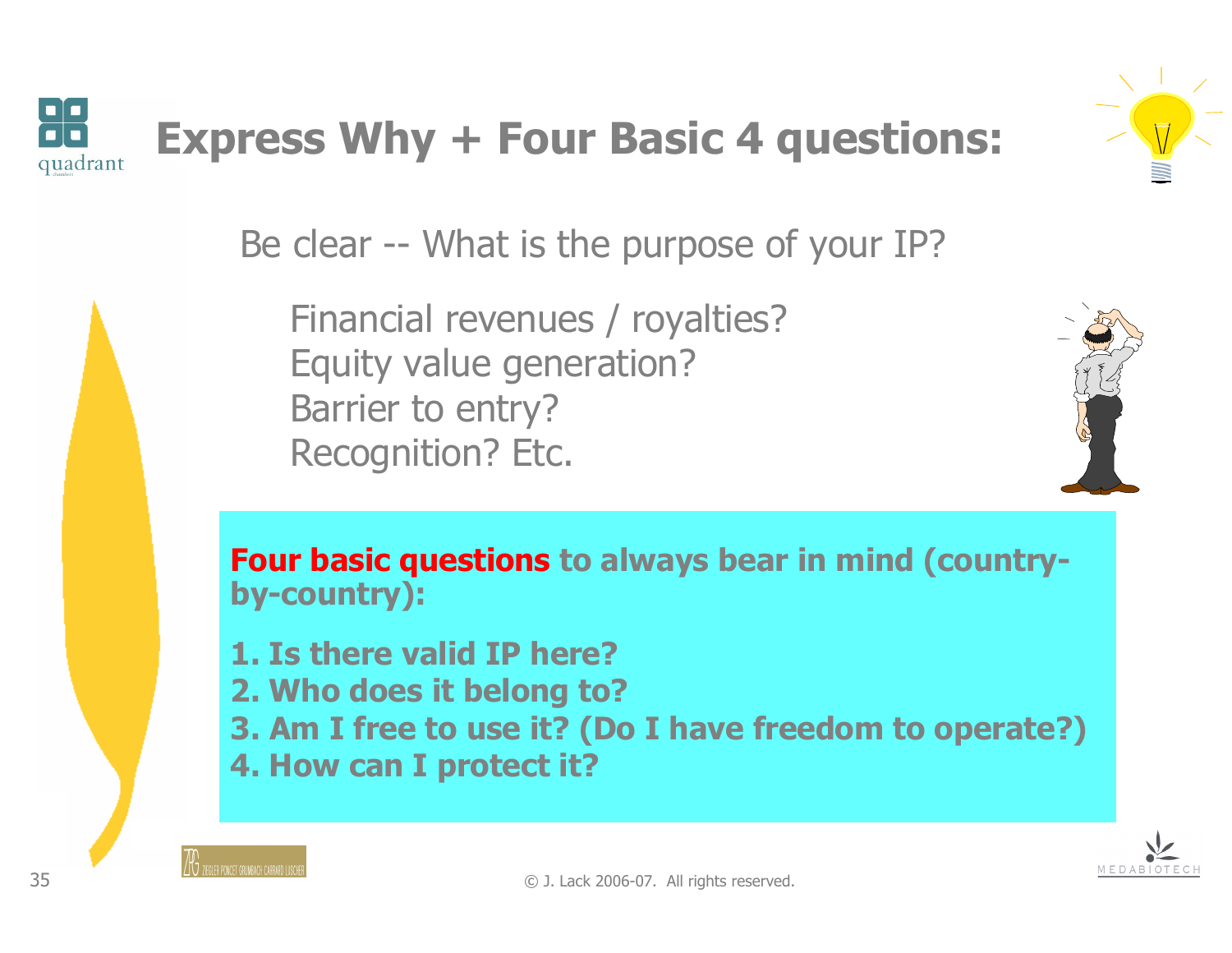# Express Why + Four Basic 4 questions:

Be clear -- What is the purpose of your IP?

Financial revenues / royalties?
Equity value generation?
Barrier to entry?
Recognition? Etc.

**Four basic questions to always bear in mind (country-by-country):**

**1. Is there valid IP here?**
**2. Who does it belong to?**
**3. Am I free to use it? (Do I have freedom to operate?)**
**4. How can I protect it?**

© J. Lack 2006-07. All rights reserved.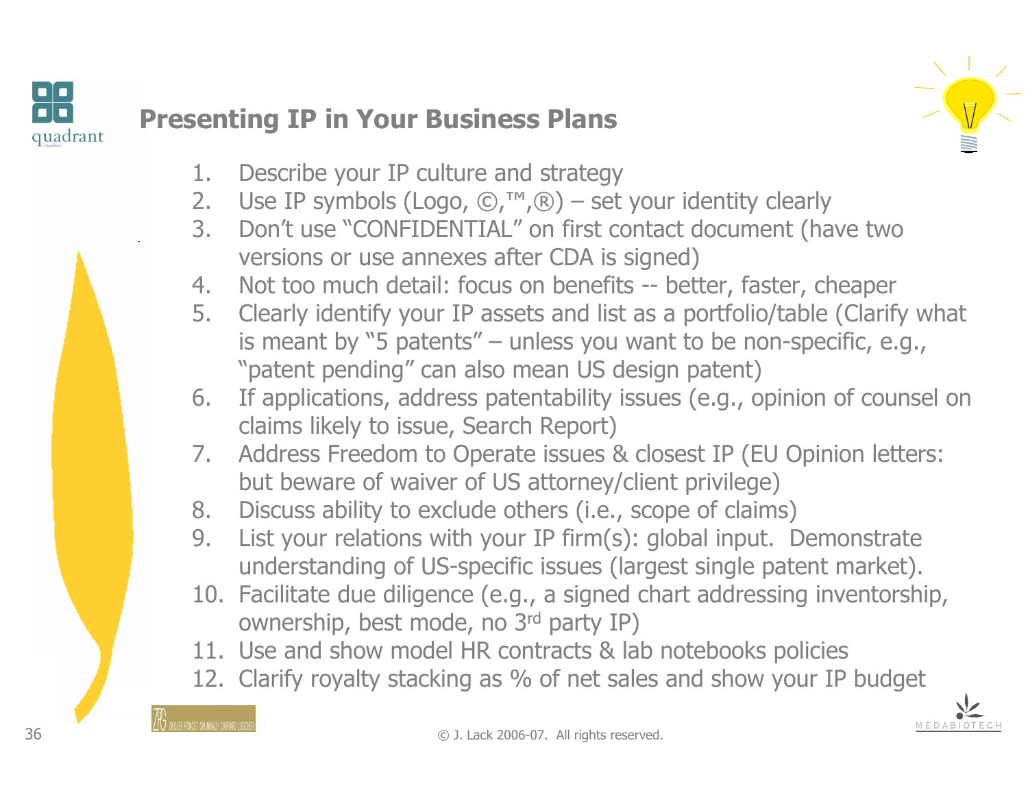# Presenting IP in Your Business Plans

1. Describe your IP culture and strategy
2. Use IP symbols (Logo, ©,™,®) – set your identity clearly
3. Don't use "CONFIDENTIAL" on first contact document (have two versions or use annexes after CDA is signed)
4. Not too much detail: focus on benefits -- better, faster, cheaper
5. Clearly identify your IP assets and list as a portfolio/table (Clarify what is meant by "5 patents" – unless you want to be non-specific, e.g., "patent pending" can also mean US design patent)
6. If applications, address patentability issues (e.g., opinion of counsel on claims likely to issue, Search Report)
7. Address Freedom to Operate issues & closest IP (EU Opinion letters: but beware of waiver of US attorney/client privilege)
8. Discuss ability to exclude others (i.e., scope of claims)
9. List your relations with your IP firm(s): global input. Demonstrate understanding of US-specific issues (largest single patent market).
10. Facilitate due diligence (e.g., a signed chart addressing inventorship, ownership, best mode, no 3rd party IP)
11. Use and show model HR contracts & lab notebooks policies
12. Clarify royalty stacking as % of net sales and show your IP budget

© J. Lack 2006-07. All rights reserved.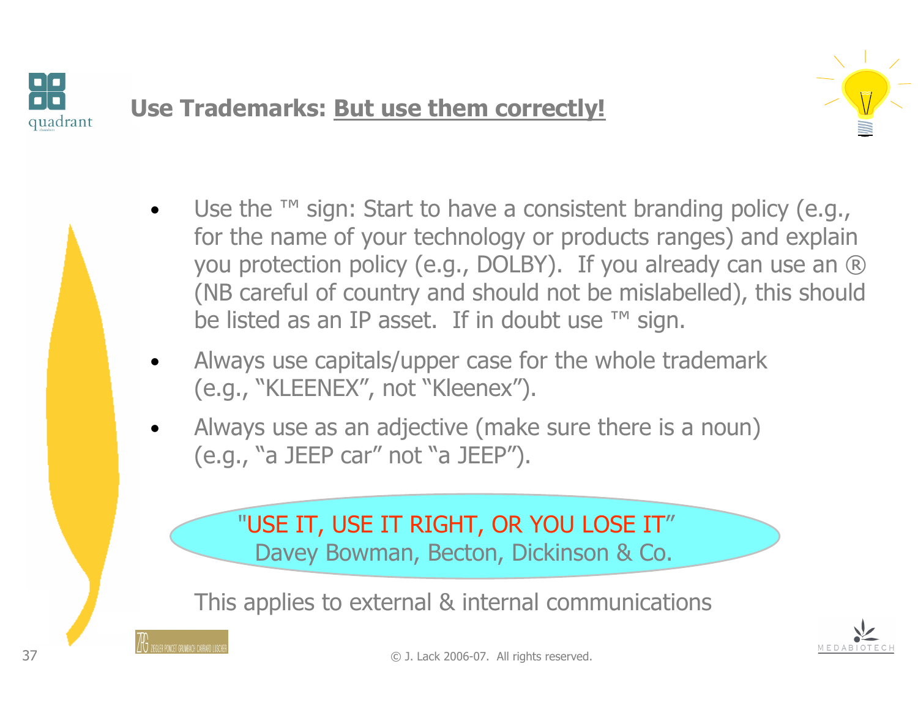## Use Trademarks: But use them correctly!

- Use the ™ sign: Start to have a consistent branding policy (e.g., for the name of your technology or products ranges) and explain you protection policy (e.g., DOLBY). If you already can use an ® (NB careful of country and should not be mislabelled), this should be listed as an IP asset. If in doubt use ™ sign.
- Always use capitals/upper case for the whole trademark (e.g., "KLEENEX", not "Kleenex").
- Always use as an adjective (make sure there is a noun) (e.g., "a JEEP car" not "a JEEP").

"USE IT, USE IT RIGHT, OR YOU LOSE IT"
Davey Bowman, Becton, Dickinson & Co.

This applies to external & internal communications

© J. Lack 2006-07. All rights reserved.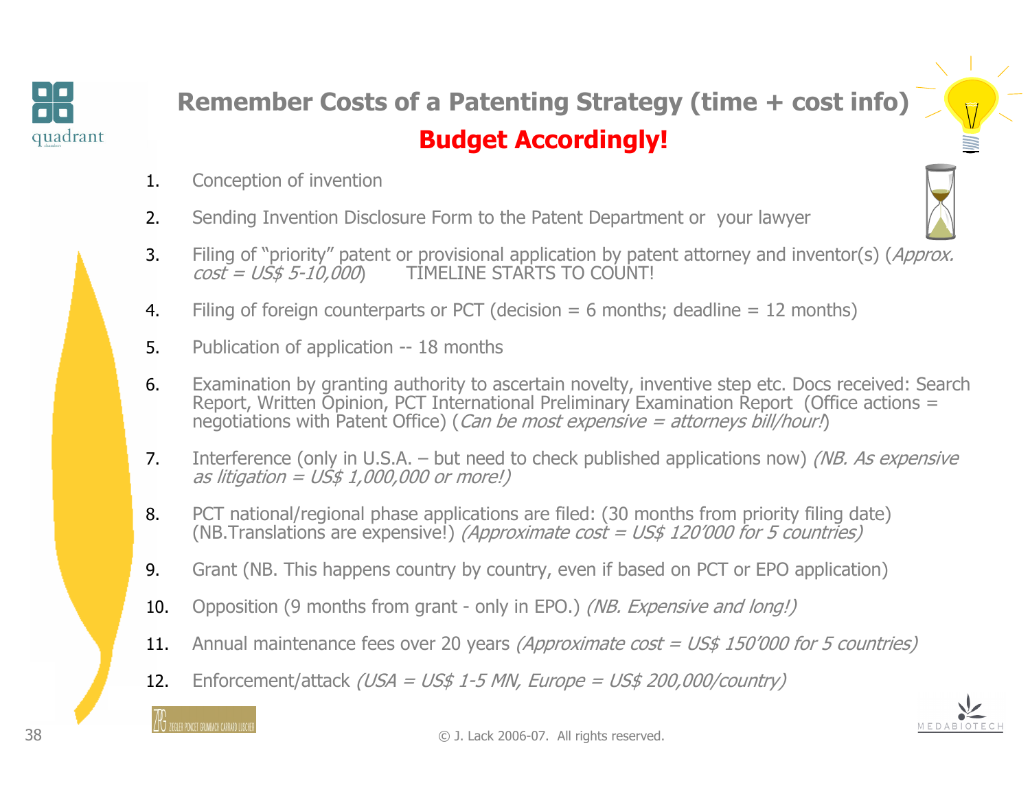# Remember Costs of a Patenting Strategy (time + cost info)

## **Budget Accordingly!**

1. Conception of invention
2. Sending Invention Disclosure Form to the Patent Department or your lawyer
3. Filing of "priority" patent or provisional application by patent attorney and inventor(s) (*Approx. cost = US$ 5-10,000*) TIMELINE STARTS TO COUNT!
4. Filing of foreign counterparts or PCT (decision = 6 months; deadline = 12 months)
5. Publication of application -- 18 months
6. Examination by granting authority to ascertain novelty, inventive step etc. Docs received: Search Report, Written Opinion, PCT International Preliminary Examination Report (Office actions = negotiations with Patent Office) (*Can be most expensive = attorneys bill/hour!*)
7. Interference (only in U.S.A. – but need to check published applications now) *(NB. As expensive as litigation = US$ 1,000,000 or more!)*
8. PCT national/regional phase applications are filed: (30 months from priority filing date) (NB.Translations are expensive!) *(Approximate cost = US$ 120'000 for 5 countries)*
9. Grant (NB. This happens country by country, even if based on PCT or EPO application)
10. Opposition (9 months from grant - only in EPO.) *(NB. Expensive and long!)*
11. Annual maintenance fees over 20 years *(Approximate cost = US$ 150'000 for 5 countries)*
12. Enforcement/attack *(USA = US$ 1-5 MN, Europe = US$ 200,000/country)*

© J. Lack 2006-07. All rights reserved.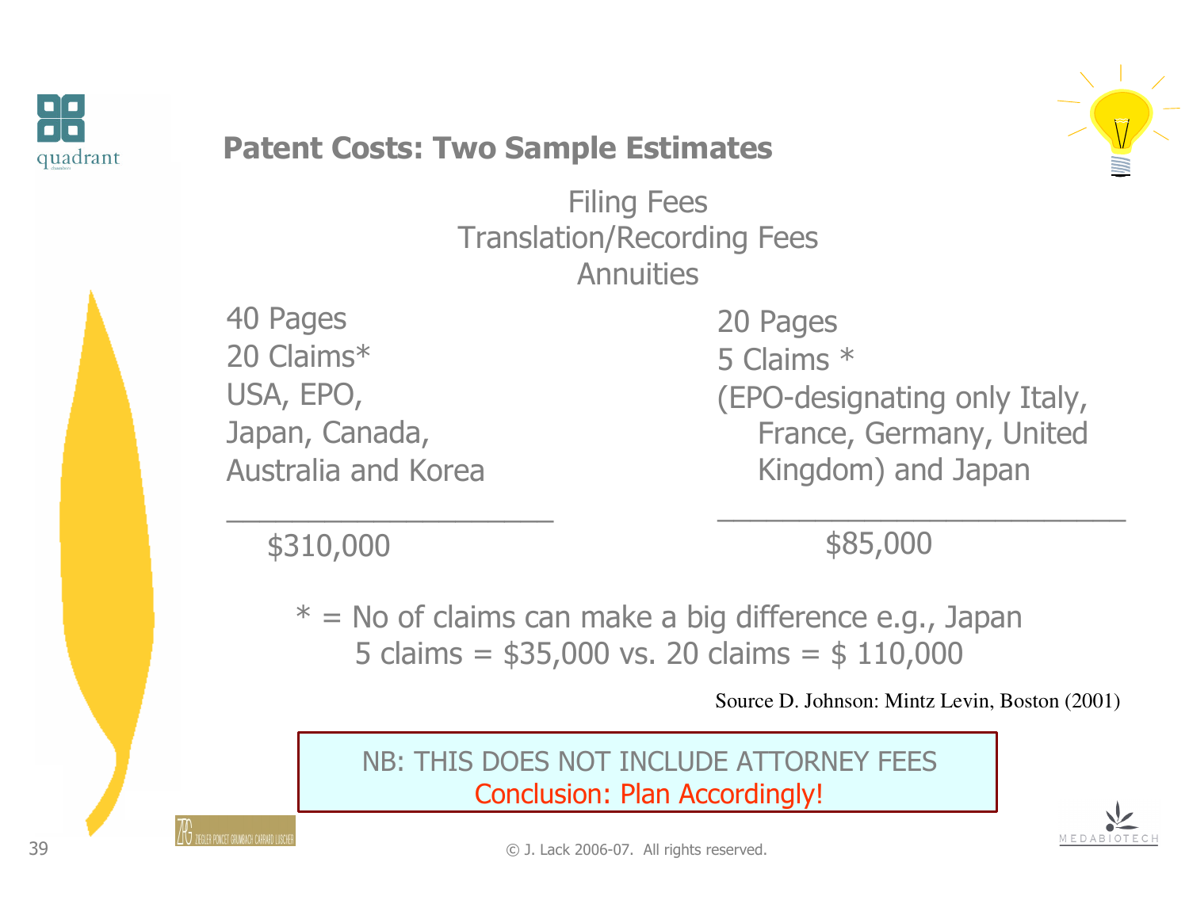## Patent Costs: Two Sample Estimates

Filing Fees
Translation/Recording Fees
Annuities

| | |
|---|---|
| 40 Pages | 20 Pages |
| 20 Claims* | 5 Claims * |
| USA, EPO, Japan, Canada, Australia and Korea | (EPO-designating only Italy, France, Germany, United Kingdom) and Japan |
| $310,000 | $85,000 |

* = No of claims can make a big difference e.g., Japan 5 claims = $35,000 vs. 20 claims = $ 110,000

Source D. Johnson: Mintz Levin, Boston (2001)

NB: THIS DOES NOT INCLUDE ATTORNEY FEES
Conclusion: Plan Accordingly!

© J. Lack 2006-07. All rights reserved.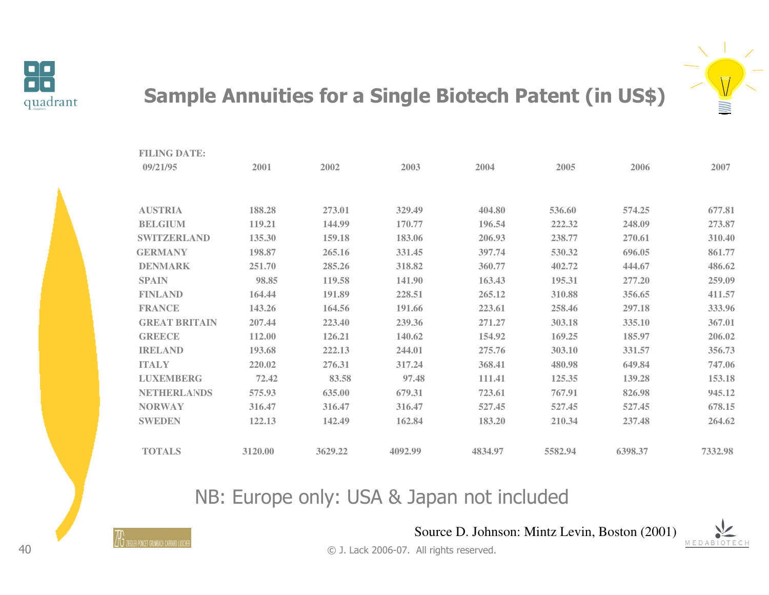# Sample Annuities for a Single Biotech Patent (in US$)

| FILING DATE: 09/21/95 | 2001 | 2002 | 2003 | 2004 | 2005 | 2006 | 2007 |
|---|---|---|---|---|---|---|---|
| AUSTRIA | 188.28 | 273.01 | 329.49 | 404.80 | 536.60 | 574.25 | 677.81 |
| BELGIUM | 119.21 | 144.99 | 170.77 | 196.54 | 222.32 | 248.09 | 273.87 |
| SWITZERLAND | 135.30 | 159.18 | 183.06 | 206.93 | 238.77 | 270.61 | 310.40 |
| GERMANY | 198.87 | 265.16 | 331.45 | 397.74 | 530.32 | 696.05 | 861.77 |
| DENMARK | 251.70 | 285.26 | 318.82 | 360.77 | 402.72 | 444.67 | 486.62 |
| SPAIN | 98.85 | 119.58 | 141.90 | 163.43 | 195.31 | 277.20 | 259.09 |
| FINLAND | 164.44 | 191.89 | 228.51 | 265.12 | 310.88 | 356.65 | 411.57 |
| FRANCE | 143.26 | 164.56 | 191.66 | 223.61 | 258.46 | 297.18 | 333.96 |
| GREAT BRITAIN | 207.44 | 223.40 | 239.36 | 271.27 | 303.18 | 335.10 | 367.01 |
| GREECE | 112.00 | 126.21 | 140.62 | 154.92 | 169.25 | 185.97 | 206.02 |
| IRELAND | 193.68 | 222.13 | 244.01 | 275.76 | 303.10 | 331.57 | 356.73 |
| ITALY | 220.02 | 276.31 | 317.24 | 368.41 | 480.98 | 649.84 | 747.06 |
| LUXEMBERG | 72.42 | 83.58 | 97.48 | 111.41 | 125.35 | 139.28 | 153.18 |
| NETHERLANDS | 575.93 | 635.00 | 679.31 | 723.61 | 767.91 | 826.98 | 945.12 |
| NORWAY | 316.47 | 316.47 | 316.47 | 527.45 | 527.45 | 527.45 | 678.15 |
| SWEDEN | 122.13 | 142.49 | 162.84 | 183.20 | 210.34 | 237.48 | 264.62 |
| TOTALS | 3120.00 | 3629.22 | 4092.99 | 4834.97 | 5582.94 | 6398.37 | 7332.98 |

NB: Europe only: USA & Japan not included

Source D. Johnson: Mintz Levin, Boston (2001)

© J. Lack 2006-07. All rights reserved.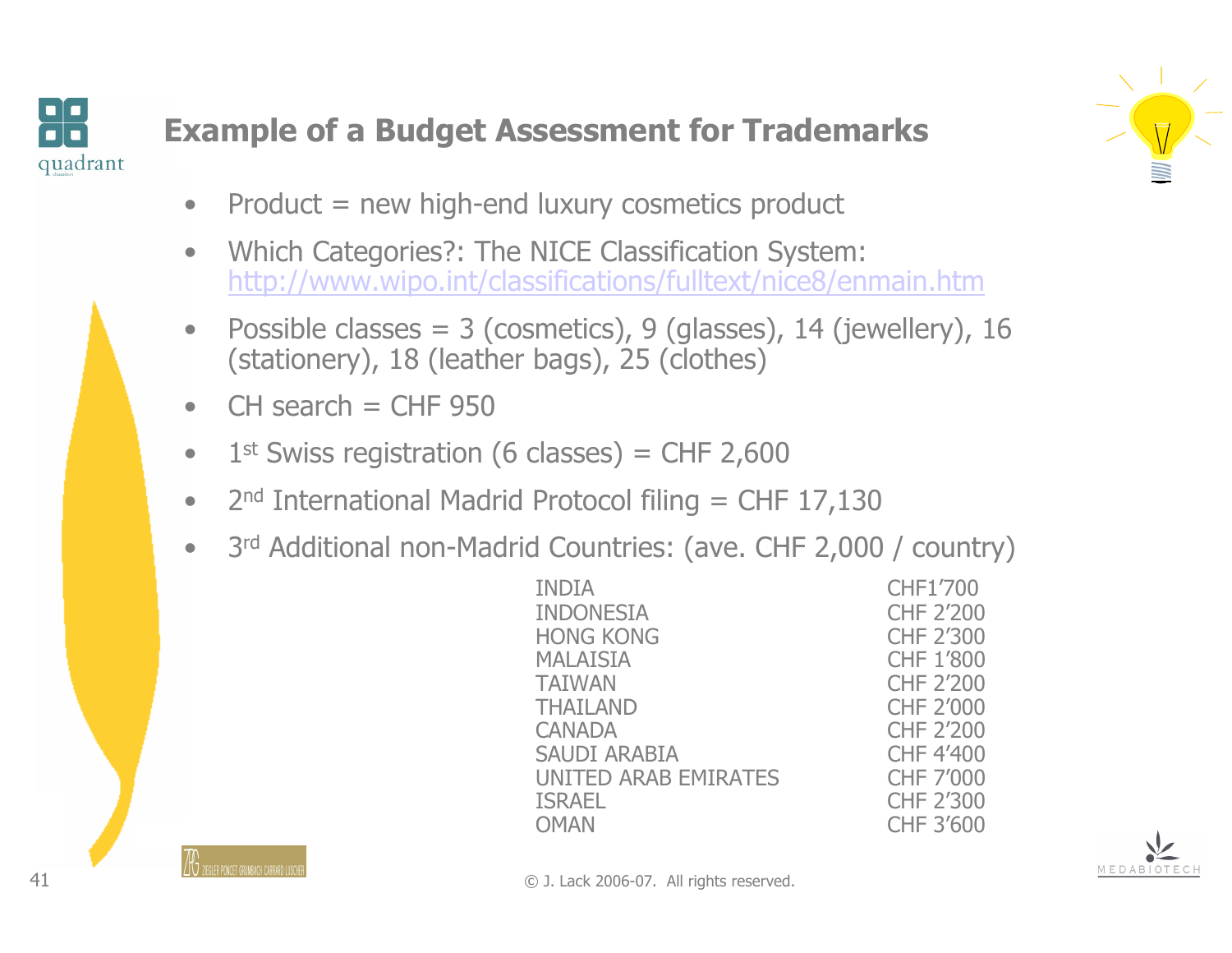# Example of a Budget Assessment for Trademarks

- Product = new high-end luxury cosmetics product
- Which Categories?: The NICE Classification System: http://www.wipo.int/classifications/fulltext/nice8/enmain.htm
- Possible classes = 3 (cosmetics), 9 (glasses), 14 (jewellery), 16 (stationery), 18 (leather bags), 25 (clothes)
- CH search = CHF 950
- 1st Swiss registration (6 classes) = CHF 2,600
- 2nd International Madrid Protocol filing = CHF 17,130
- 3rd Additional non-Madrid Countries: (ave. CHF 2,000 / country)

| | |
|---|---|
| INDIA | CHF1’700 |
| INDONESIA | CHF 2’200 |
| HONG KONG | CHF 2’300 |
| MALAISIA | CHF 1’800 |
| TAIWAN | CHF 2’200 |
| THAILAND | CHF 2’000 |
| CANADA | CHF 2’200 |
| SAUDI ARABIA | CHF 4’400 |
| UNITED ARAB EMIRATES | CHF 7’000 |
| ISRAEL | CHF 2’300 |
| OMAN | CHF 3’600 |

© J. Lack 2006-07. All rights reserved.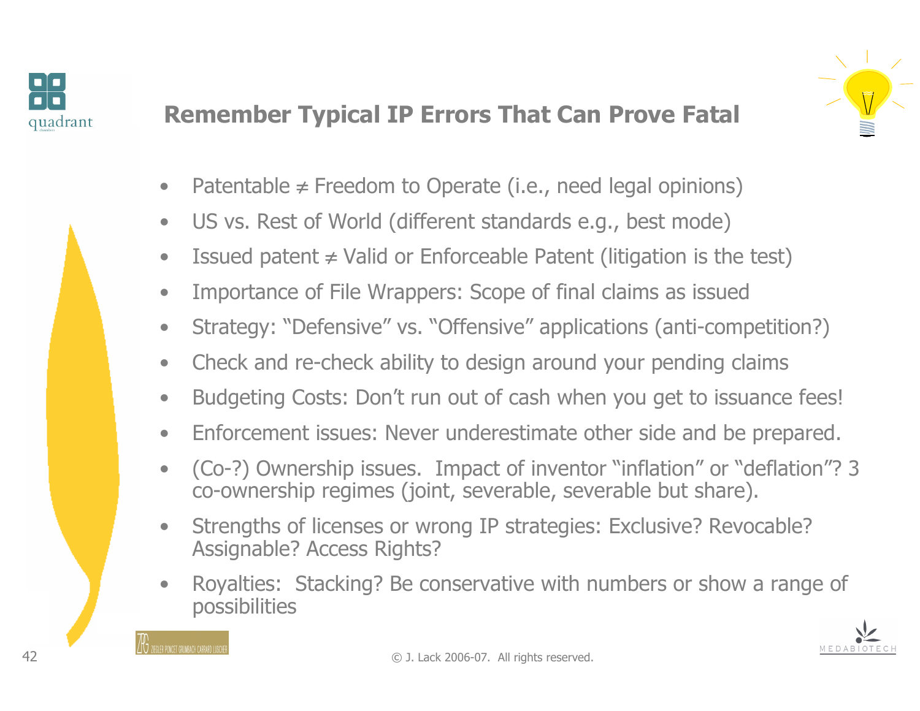# Remember Typical IP Errors That Can Prove Fatal

- Patentable ≠ Freedom to Operate (i.e., need legal opinions)
- US vs. Rest of World (different standards e.g., best mode)
- Issued patent ≠ Valid or Enforceable Patent (litigation is the test)
- Importance of File Wrappers: Scope of final claims as issued
- Strategy: "Defensive" vs. "Offensive" applications (anti-competition?)
- Check and re-check ability to design around your pending claims
- Budgeting Costs: Don't run out of cash when you get to issuance fees!
- Enforcement issues: Never underestimate other side and be prepared.
- (Co-?) Ownership issues. Impact of inventor "inflation" or "deflation"? 3 co-ownership regimes (joint, severable, severable but share).
- Strengths of licenses or wrong IP strategies: Exclusive? Revocable? Assignable? Access Rights?
- Royalties: Stacking? Be conservative with numbers or show a range of possibilities

© J. Lack 2006-07. All rights reserved.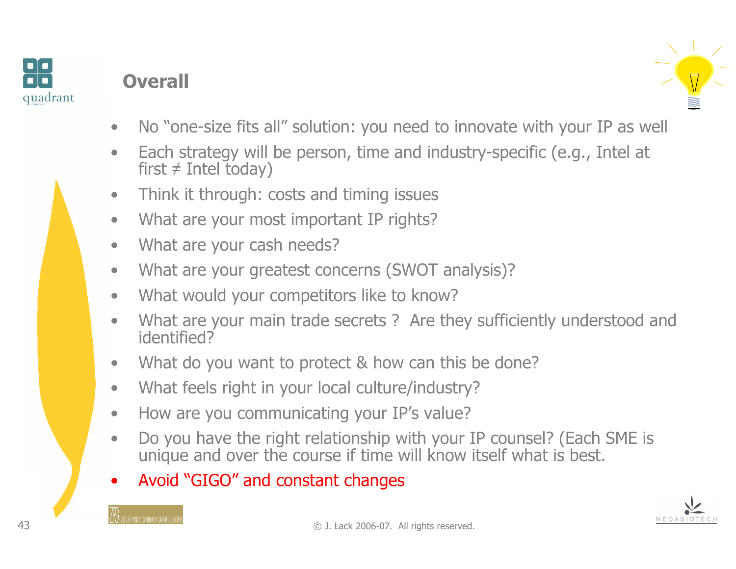# Overall

- No "one-size fits all" solution: you need to innovate with your IP as well
- Each strategy will be person, time and industry-specific (e.g., Intel at first ≠ Intel today)
- Think it through: costs and timing issues
- What are your most important IP rights?
- What are your cash needs?
- What are your greatest concerns (SWOT analysis)?
- What would your competitors like to know?
- What are your main trade secrets ? Are they sufficiently understood and identified?
- What do you want to protect & how can this be done?
- What feels right in your local culture/industry?
- How are you communicating your IP's value?
- Do you have the right relationship with your IP counsel? (Each SME is unique and over the course if time will know itself what is best.
- Avoid "GIGO" and constant changes

© J. Lack 2006-07. All rights reserved.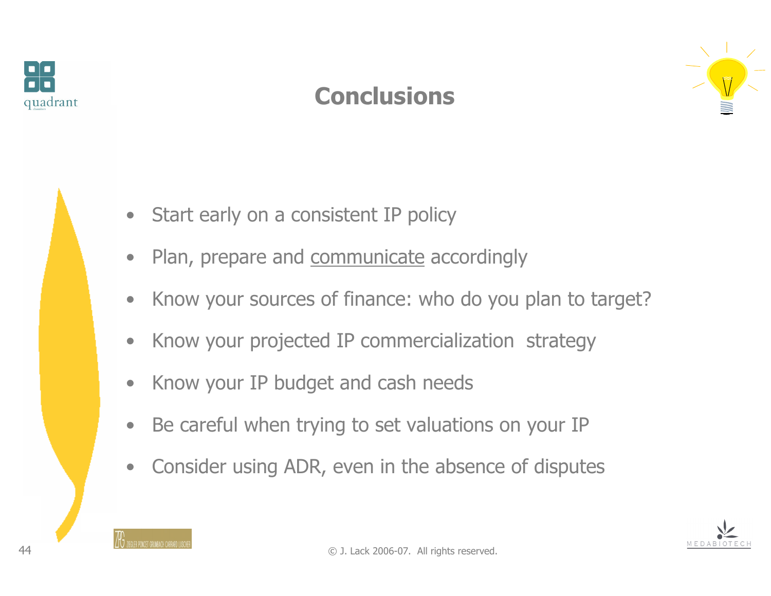# Conclusions

- Start early on a consistent IP policy
- Plan, prepare and <u>communicate</u> accordingly
- Know your sources of finance: who do you plan to target?
- Know your projected IP commercialization strategy
- Know your IP budget and cash needs
- Be careful when trying to set valuations on your IP
- Consider using ADR, even in the absence of disputes

© J. Lack 2006-07. All rights reserved.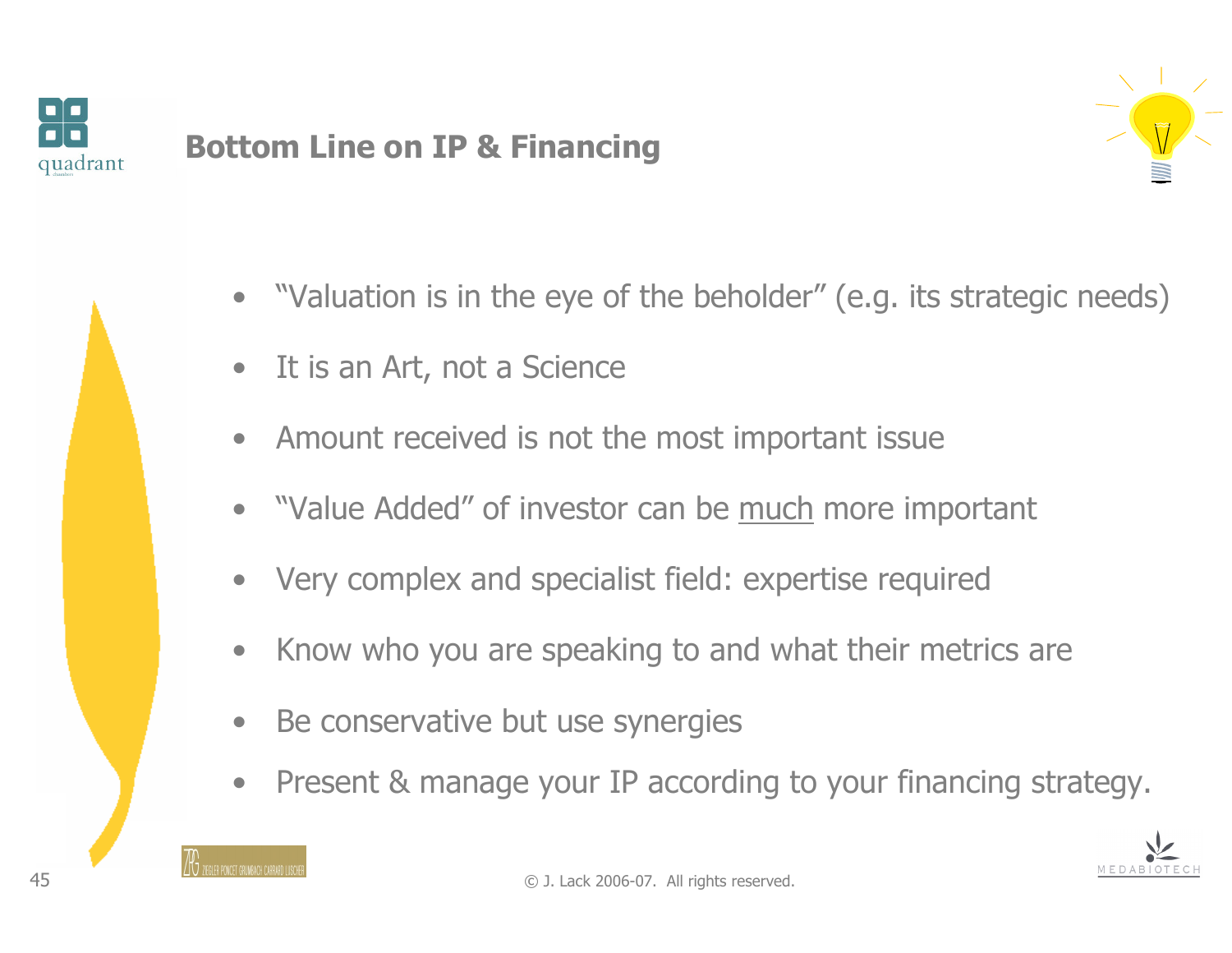# Bottom Line on IP & Financing

- "Valuation is in the eye of the beholder" (e.g. its strategic needs)
- It is an Art, not a Science
- Amount received is not the most important issue
- "Value Added" of investor can be much more important
- Very complex and specialist field: expertise required
- Know who you are speaking to and what their metrics are
- Be conservative but use synergies
- Present & manage your IP according to your financing strategy.

© J. Lack 2006-07. All rights reserved.